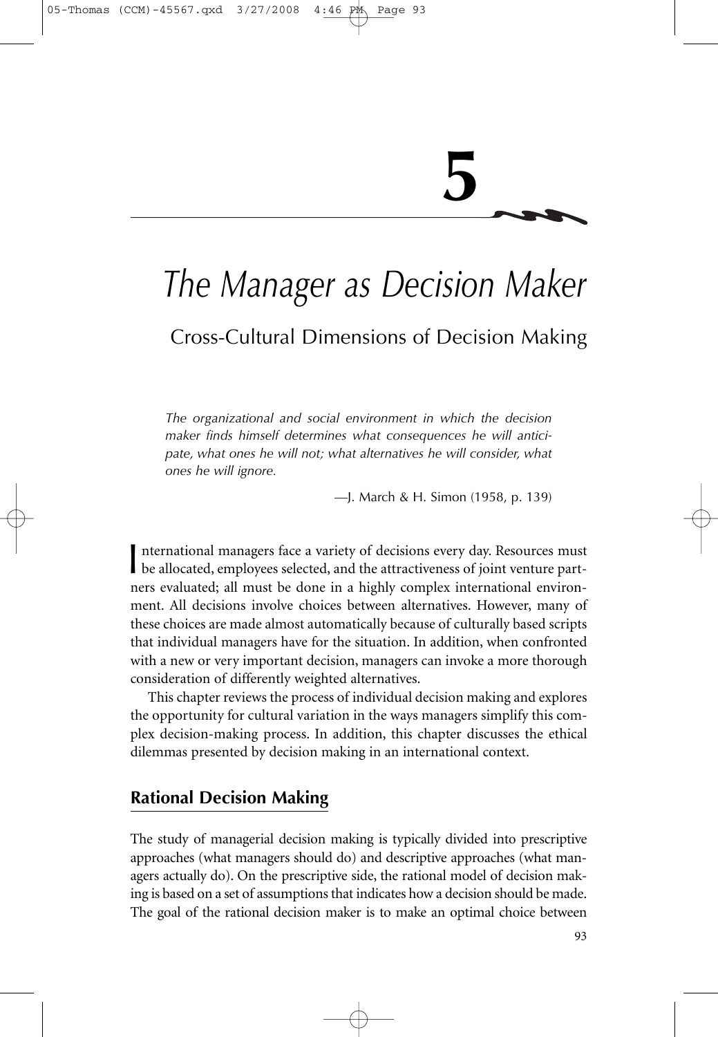# 5

# *The Manager as Decision Maker*

## Cross-Cultural Dimensions of Decision Making

> *The organizational and social environment in which the decision maker finds himself determines what consequences he will anticipate, what ones he will not; what alternatives he will consider, what ones he will ignore.*
>
> —J. March & H. Simon (1958, p. 139)

International managers face a variety of decisions every day. Resources must be allocated, employees selected, and the attractiveness of joint venture partners evaluated; all must be done in a highly complex international environment. All decisions involve choices between alternatives. However, many of these choices are made almost automatically because of culturally based scripts that individual managers have for the situation. In addition, when confronted with a new or very important decision, managers can invoke a more thorough consideration of differently weighted alternatives.

This chapter reviews the process of individual decision making and explores the opportunity for cultural variation in the ways managers simplify this complex decision-making process. In addition, this chapter discusses the ethical dilemmas presented by decision making in an international context.

## Rational Decision Making

The study of managerial decision making is typically divided into prescriptive approaches (what managers should do) and descriptive approaches (what managers actually do). On the prescriptive side, the rational model of decision making is based on a set of assumptions that indicates how a decision should be made. The goal of the rational decision maker is to make an optimal choice between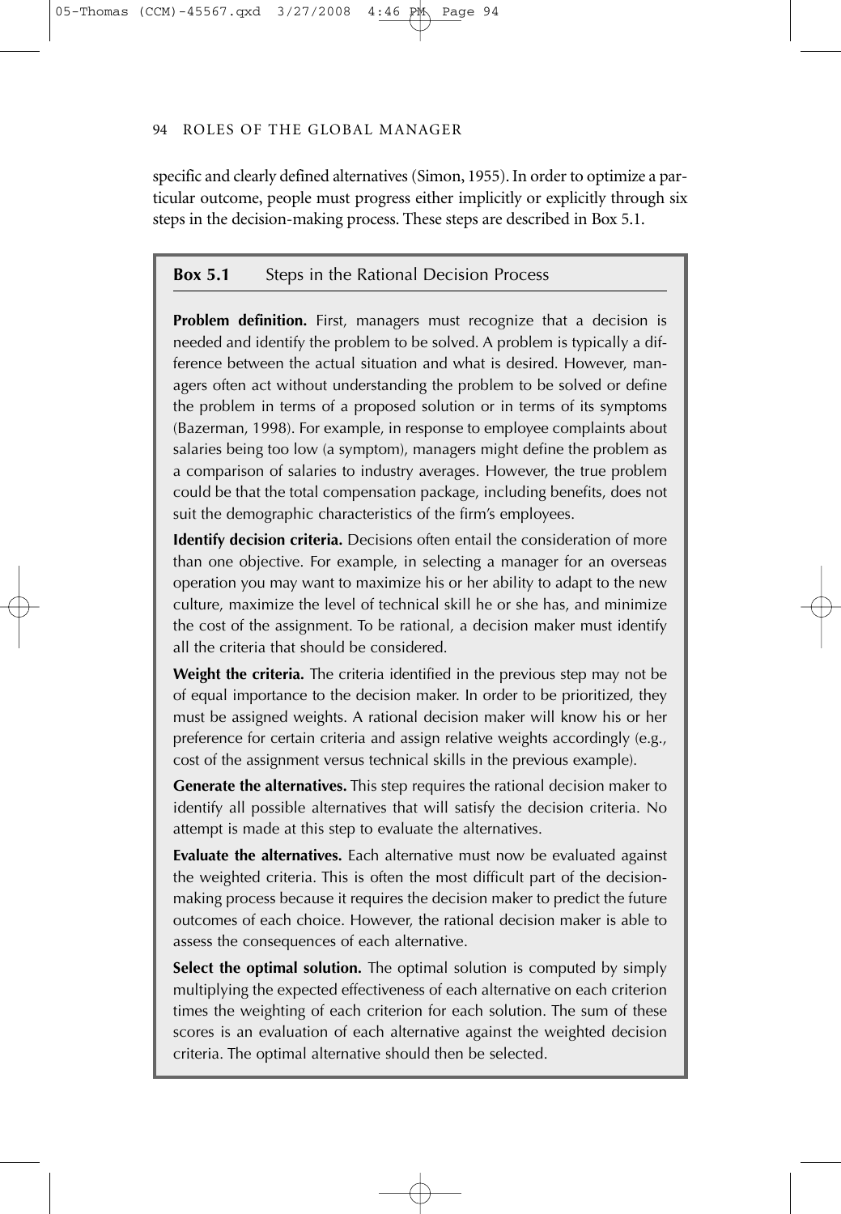specific and clearly defined alternatives (Simon, 1955). In order to optimize a particular outcome, people must progress either implicitly or explicitly through six steps in the decision-making process. These steps are described in Box 5.1.

### Box 5.1 Steps in the Rational Decision Process

**Problem definition.** First, managers must recognize that a decision is needed and identify the problem to be solved. A problem is typically a difference between the actual situation and what is desired. However, managers often act without understanding the problem to be solved or define the problem in terms of a proposed solution or in terms of its symptoms (Bazerman, 1998). For example, in response to employee complaints about salaries being too low (a symptom), managers might define the problem as a comparison of salaries to industry averages. However, the true problem could be that the total compensation package, including benefits, does not suit the demographic characteristics of the firm's employees.

**Identify decision criteria.** Decisions often entail the consideration of more than one objective. For example, in selecting a manager for an overseas operation you may want to maximize his or her ability to adapt to the new culture, maximize the level of technical skill he or she has, and minimize the cost of the assignment. To be rational, a decision maker must identify all the criteria that should be considered.

**Weight the criteria.** The criteria identified in the previous step may not be of equal importance to the decision maker. In order to be prioritized, they must be assigned weights. A rational decision maker will know his or her preference for certain criteria and assign relative weights accordingly (e.g., cost of the assignment versus technical skills in the previous example).

**Generate the alternatives.** This step requires the rational decision maker to identify all possible alternatives that will satisfy the decision criteria. No attempt is made at this step to evaluate the alternatives.

**Evaluate the alternatives.** Each alternative must now be evaluated against the weighted criteria. This is often the most difficult part of the decision-making process because it requires the decision maker to predict the future outcomes of each choice. However, the rational decision maker is able to assess the consequences of each alternative.

**Select the optimal solution.** The optimal solution is computed by simply multiplying the expected effectiveness of each alternative on each criterion times the weighting of each criterion for each solution. The sum of these scores is an evaluation of each alternative against the weighted decision criteria. The optimal alternative should then be selected.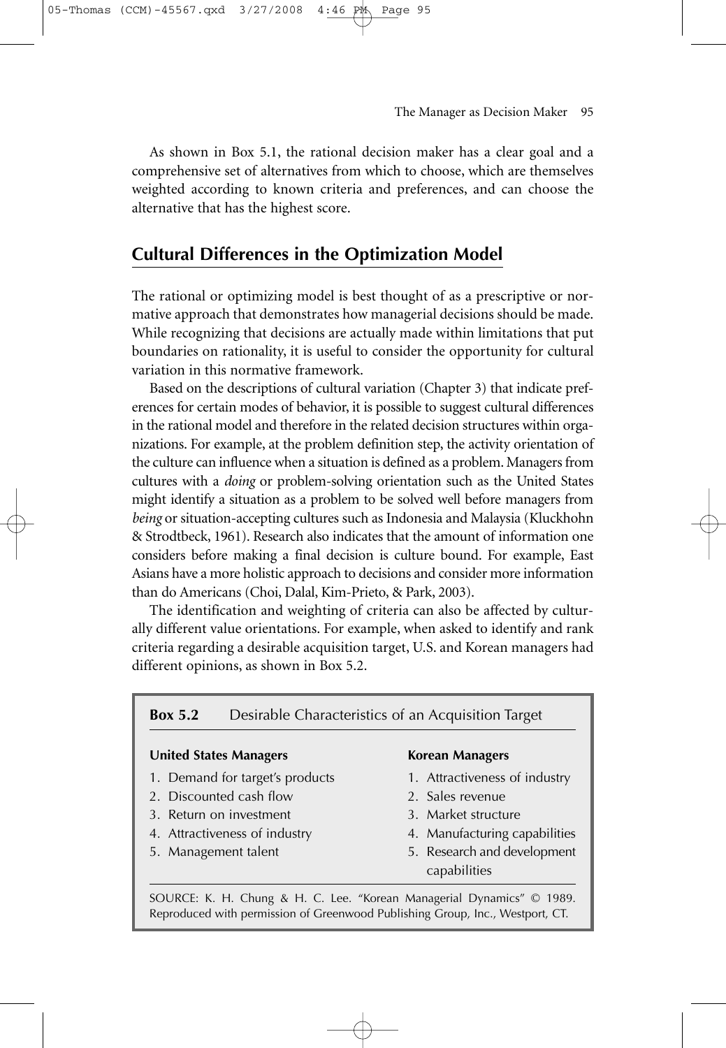As shown in Box 5.1, the rational decision maker has a clear goal and a comprehensive set of alternatives from which to choose, which are themselves weighted according to known criteria and preferences, and can choose the alternative that has the highest score.

## Cultural Differences in the Optimization Model

The rational or optimizing model is best thought of as a prescriptive or normative approach that demonstrates how managerial decisions should be made. While recognizing that decisions are actually made within limitations that put boundaries on rationality, it is useful to consider the opportunity for cultural variation in this normative framework.

Based on the descriptions of cultural variation (Chapter 3) that indicate preferences for certain modes of behavior, it is possible to suggest cultural differences in the rational model and therefore in the related decision structures within organizations. For example, at the problem definition step, the activity orientation of the culture can influence when a situation is defined as a problem. Managers from cultures with a *doing* or problem-solving orientation such as the United States might identify a situation as a problem to be solved well before managers from *being* or situation-accepting cultures such as Indonesia and Malaysia (Kluckhohn & Strodtbeck, 1961). Research also indicates that the amount of information one considers before making a final decision is culture bound. For example, East Asians have a more holistic approach to decisions and consider more information than do Americans (Choi, Dalal, Kim-Prieto, & Park, 2003).

The identification and weighting of criteria can also be affected by culturally different value orientations. For example, when asked to identify and rank criteria regarding a desirable acquisition target, U.S. and Korean managers had different opinions, as shown in Box 5.2.

**Box 5.2** Desirable Characteristics of an Acquisition Target

| United States Managers | Korean Managers |
|---|---|
| 1. Demand for target's products | 1. Attractiveness of industry |
| 2. Discounted cash flow | 2. Sales revenue |
| 3. Return on investment | 3. Market structure |
| 4. Attractiveness of industry | 4. Manufacturing capabilities |
| 5. Management talent | 5. Research and development capabilities |

SOURCE: K. H. Chung & H. C. Lee. "Korean Managerial Dynamics" © 1989. Reproduced with permission of Greenwood Publishing Group, Inc., Westport, CT.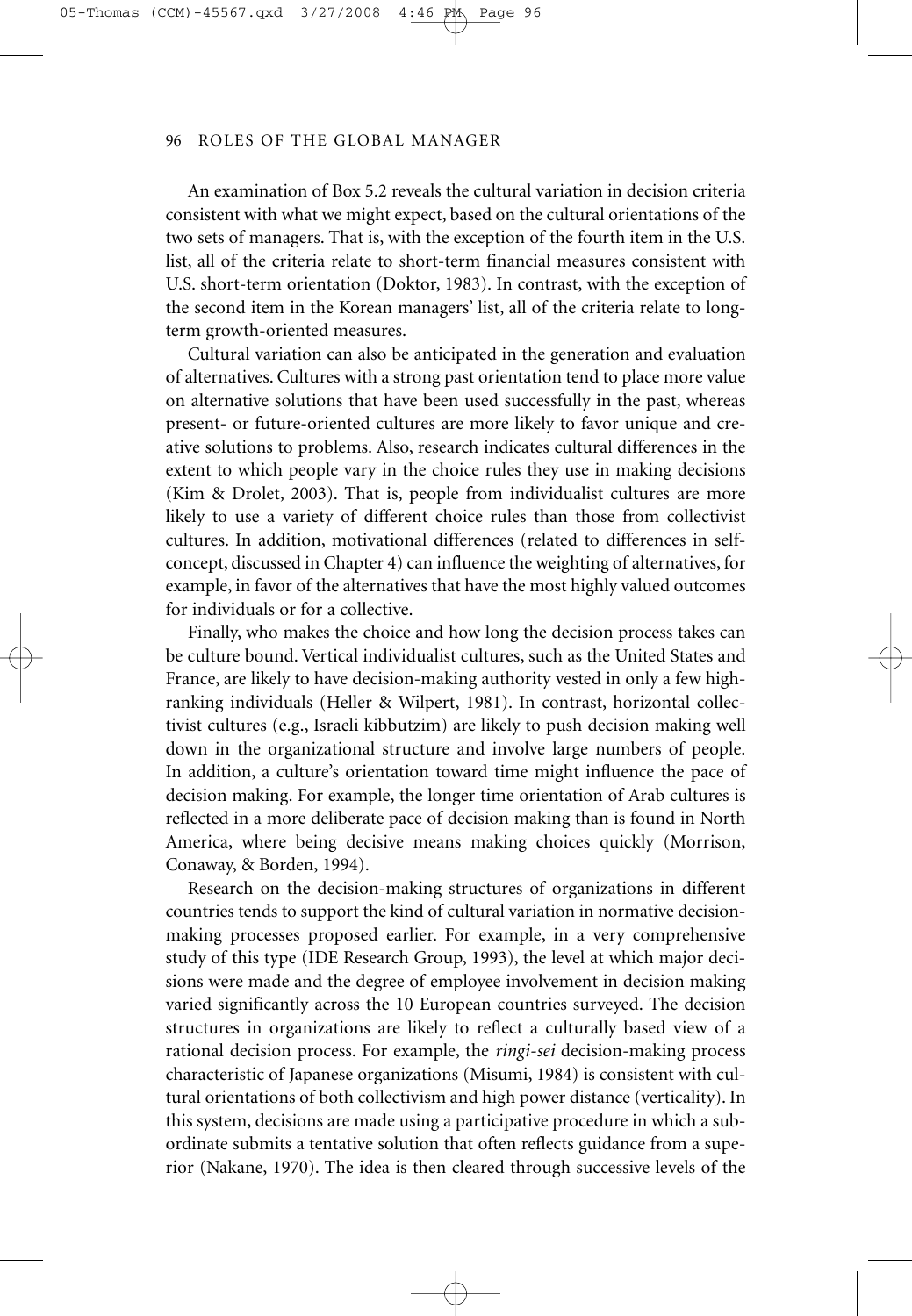An examination of Box 5.2 reveals the cultural variation in decision criteria consistent with what we might expect, based on the cultural orientations of the two sets of managers. That is, with the exception of the fourth item in the U.S. list, all of the criteria relate to short-term financial measures consistent with U.S. short-term orientation (Doktor, 1983). In contrast, with the exception of the second item in the Korean managers' list, all of the criteria relate to long-term growth-oriented measures.

Cultural variation can also be anticipated in the generation and evaluation of alternatives. Cultures with a strong past orientation tend to place more value on alternative solutions that have been used successfully in the past, whereas present- or future-oriented cultures are more likely to favor unique and creative solutions to problems. Also, research indicates cultural differences in the extent to which people vary in the choice rules they use in making decisions (Kim & Drolet, 2003). That is, people from individualist cultures are more likely to use a variety of different choice rules than those from collectivist cultures. In addition, motivational differences (related to differences in self-concept, discussed in Chapter 4) can influence the weighting of alternatives, for example, in favor of the alternatives that have the most highly valued outcomes for individuals or for a collective.

Finally, who makes the choice and how long the decision process takes can be culture bound. Vertical individualist cultures, such as the United States and France, are likely to have decision-making authority vested in only a few high-ranking individuals (Heller & Wilpert, 1981). In contrast, horizontal collectivist cultures (e.g., Israeli kibbutzim) are likely to push decision making well down in the organizational structure and involve large numbers of people. In addition, a culture's orientation toward time might influence the pace of decision making. For example, the longer time orientation of Arab cultures is reflected in a more deliberate pace of decision making than is found in North America, where being decisive means making choices quickly (Morrison, Conaway, & Borden, 1994).

Research on the decision-making structures of organizations in different countries tends to support the kind of cultural variation in normative decision-making processes proposed earlier. For example, in a very comprehensive study of this type (IDE Research Group, 1993), the level at which major decisions were made and the degree of employee involvement in decision making varied significantly across the 10 European countries surveyed. The decision structures in organizations are likely to reflect a culturally based view of a rational decision process. For example, the *ringi-sei* decision-making process characteristic of Japanese organizations (Misumi, 1984) is consistent with cultural orientations of both collectivism and high power distance (verticality). In this system, decisions are made using a participative procedure in which a subordinate submits a tentative solution that often reflects guidance from a superior (Nakane, 1970). The idea is then cleared through successive levels of the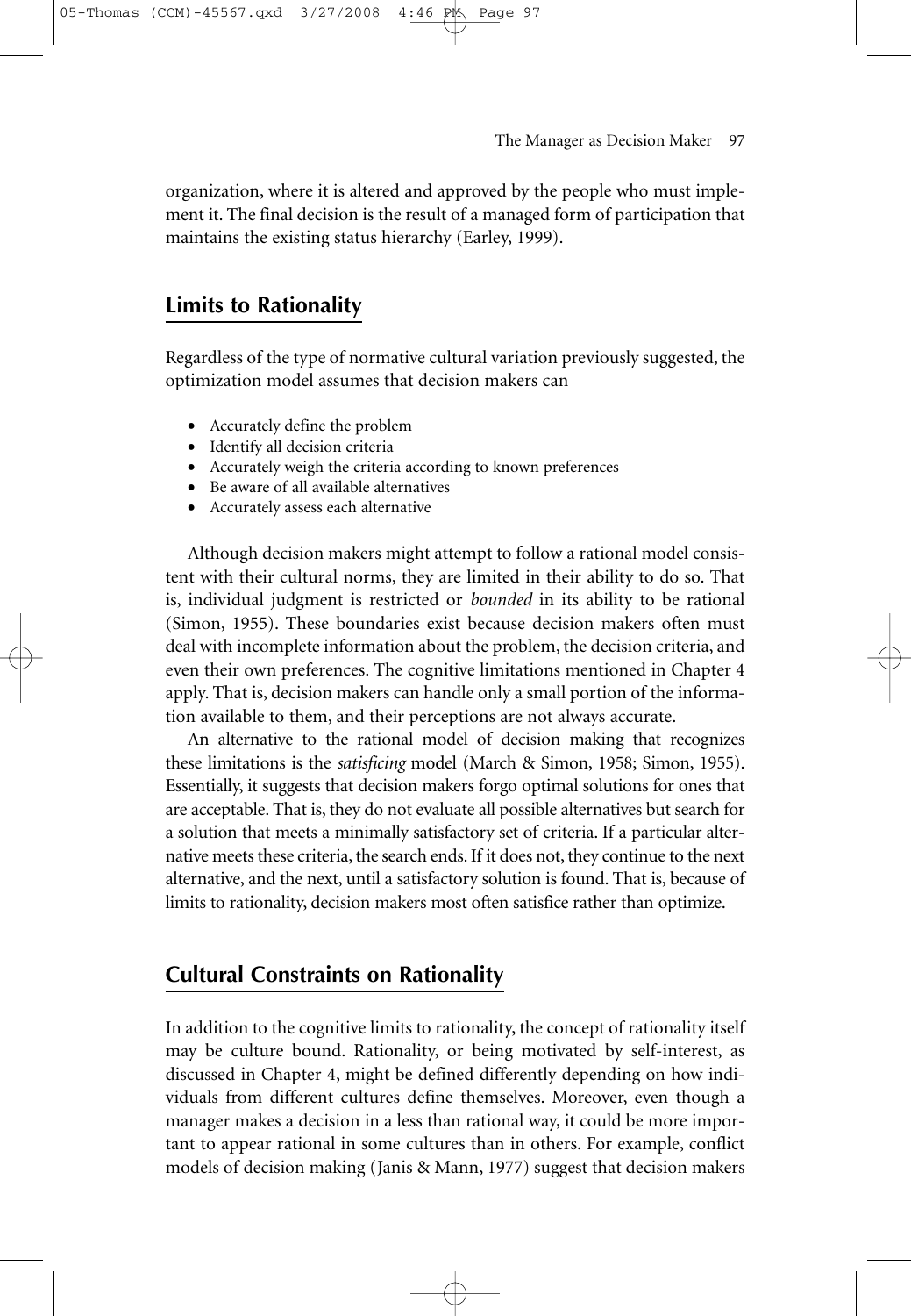organization, where it is altered and approved by the people who must implement it. The final decision is the result of a managed form of participation that maintains the existing status hierarchy (Earley, 1999).

## Limits to Rationality

Regardless of the type of normative cultural variation previously suggested, the optimization model assumes that decision makers can

- Accurately define the problem
- Identify all decision criteria
- Accurately weigh the criteria according to known preferences
- Be aware of all available alternatives
- Accurately assess each alternative

Although decision makers might attempt to follow a rational model consistent with their cultural norms, they are limited in their ability to do so. That is, individual judgment is restricted or *bounded* in its ability to be rational (Simon, 1955). These boundaries exist because decision makers often must deal with incomplete information about the problem, the decision criteria, and even their own preferences. The cognitive limitations mentioned in Chapter 4 apply. That is, decision makers can handle only a small portion of the information available to them, and their perceptions are not always accurate.

An alternative to the rational model of decision making that recognizes these limitations is the *satisficing* model (March & Simon, 1958; Simon, 1955). Essentially, it suggests that decision makers forgo optimal solutions for ones that are acceptable. That is, they do not evaluate all possible alternatives but search for a solution that meets a minimally satisfactory set of criteria. If a particular alternative meets these criteria, the search ends. If it does not, they continue to the next alternative, and the next, until a satisfactory solution is found. That is, because of limits to rationality, decision makers most often satisfice rather than optimize.

## Cultural Constraints on Rationality

In addition to the cognitive limits to rationality, the concept of rationality itself may be culture bound. Rationality, or being motivated by self-interest, as discussed in Chapter 4, might be defined differently depending on how individuals from different cultures define themselves. Moreover, even though a manager makes a decision in a less than rational way, it could be more important to appear rational in some cultures than in others. For example, conflict models of decision making (Janis & Mann, 1977) suggest that decision makers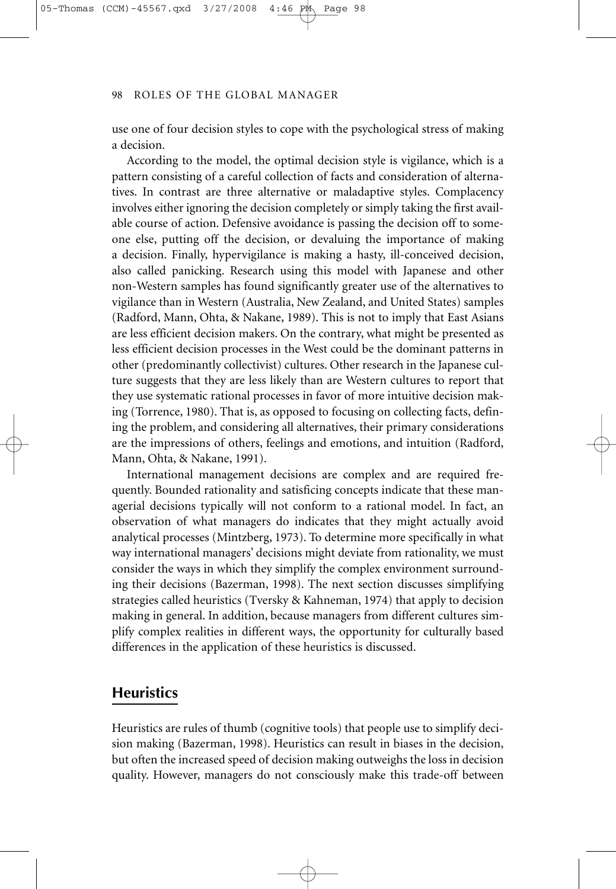use one of four decision styles to cope with the psychological stress of making a decision.

According to the model, the optimal decision style is vigilance, which is a pattern consisting of a careful collection of facts and consideration of alternatives. In contrast are three alternative or maladaptive styles. Complacency involves either ignoring the decision completely or simply taking the first available course of action. Defensive avoidance is passing the decision off to someone else, putting off the decision, or devaluing the importance of making a decision. Finally, hypervigilance is making a hasty, ill-conceived decision, also called panicking. Research using this model with Japanese and other non-Western samples has found significantly greater use of the alternatives to vigilance than in Western (Australia, New Zealand, and United States) samples (Radford, Mann, Ohta, & Nakane, 1989). This is not to imply that East Asians are less efficient decision makers. On the contrary, what might be presented as less efficient decision processes in the West could be the dominant patterns in other (predominantly collectivist) cultures. Other research in the Japanese culture suggests that they are less likely than are Western cultures to report that they use systematic rational processes in favor of more intuitive decision making (Torrence, 1980). That is, as opposed to focusing on collecting facts, defining the problem, and considering all alternatives, their primary considerations are the impressions of others, feelings and emotions, and intuition (Radford, Mann, Ohta, & Nakane, 1991).

International management decisions are complex and are required frequently. Bounded rationality and satisficing concepts indicate that these managerial decisions typically will not conform to a rational model. In fact, an observation of what managers do indicates that they might actually avoid analytical processes (Mintzberg, 1973). To determine more specifically in what way international managers' decisions might deviate from rationality, we must consider the ways in which they simplify the complex environment surrounding their decisions (Bazerman, 1998). The next section discusses simplifying strategies called heuristics (Tversky & Kahneman, 1974) that apply to decision making in general. In addition, because managers from different cultures simplify complex realities in different ways, the opportunity for culturally based differences in the application of these heuristics is discussed.

## Heuristics

Heuristics are rules of thumb (cognitive tools) that people use to simplify decision making (Bazerman, 1998). Heuristics can result in biases in the decision, but often the increased speed of decision making outweighs the loss in decision quality. However, managers do not consciously make this trade-off between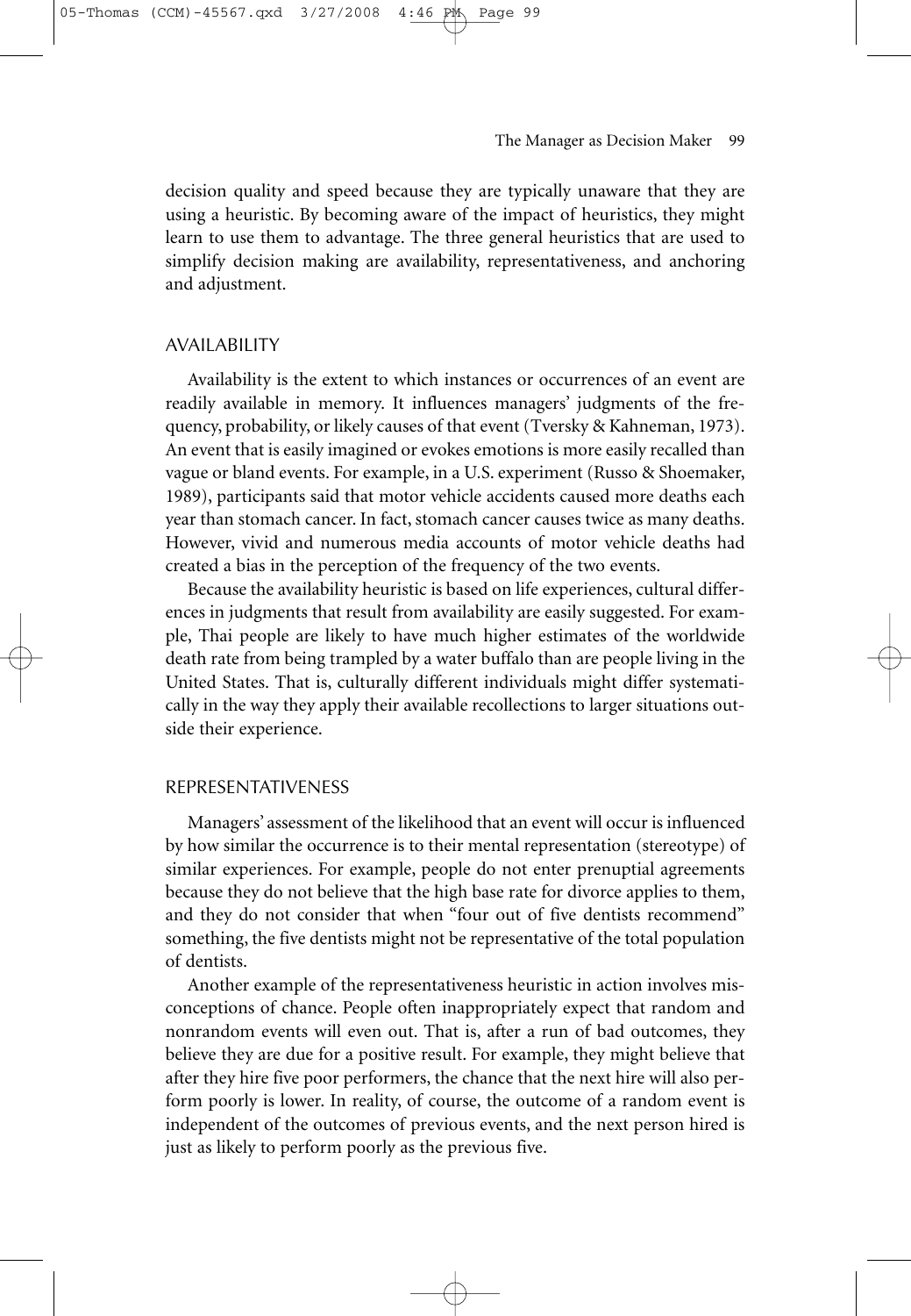decision quality and speed because they are typically unaware that they are using a heuristic. By becoming aware of the impact of heuristics, they might learn to use them to advantage. The three general heuristics that are used to simplify decision making are availability, representativeness, and anchoring and adjustment.

## AVAILABILITY

Availability is the extent to which instances or occurrences of an event are readily available in memory. It influences managers' judgments of the frequency, probability, or likely causes of that event (Tversky & Kahneman, 1973). An event that is easily imagined or evokes emotions is more easily recalled than vague or bland events. For example, in a U.S. experiment (Russo & Shoemaker, 1989), participants said that motor vehicle accidents caused more deaths each year than stomach cancer. In fact, stomach cancer causes twice as many deaths. However, vivid and numerous media accounts of motor vehicle deaths had created a bias in the perception of the frequency of the two events.

Because the availability heuristic is based on life experiences, cultural differences in judgments that result from availability are easily suggested. For example, Thai people are likely to have much higher estimates of the worldwide death rate from being trampled by a water buffalo than are people living in the United States. That is, culturally different individuals might differ systematically in the way they apply their available recollections to larger situations outside their experience.

## REPRESENTATIVENESS

Managers' assessment of the likelihood that an event will occur is influenced by how similar the occurrence is to their mental representation (stereotype) of similar experiences. For example, people do not enter prenuptial agreements because they do not believe that the high base rate for divorce applies to them, and they do not consider that when "four out of five dentists recommend" something, the five dentists might not be representative of the total population of dentists.

Another example of the representativeness heuristic in action involves misconceptions of chance. People often inappropriately expect that random and nonrandom events will even out. That is, after a run of bad outcomes, they believe they are due for a positive result. For example, they might believe that after they hire five poor performers, the chance that the next hire will also perform poorly is lower. In reality, of course, the outcome of a random event is independent of the outcomes of previous events, and the next person hired is just as likely to perform poorly as the previous five.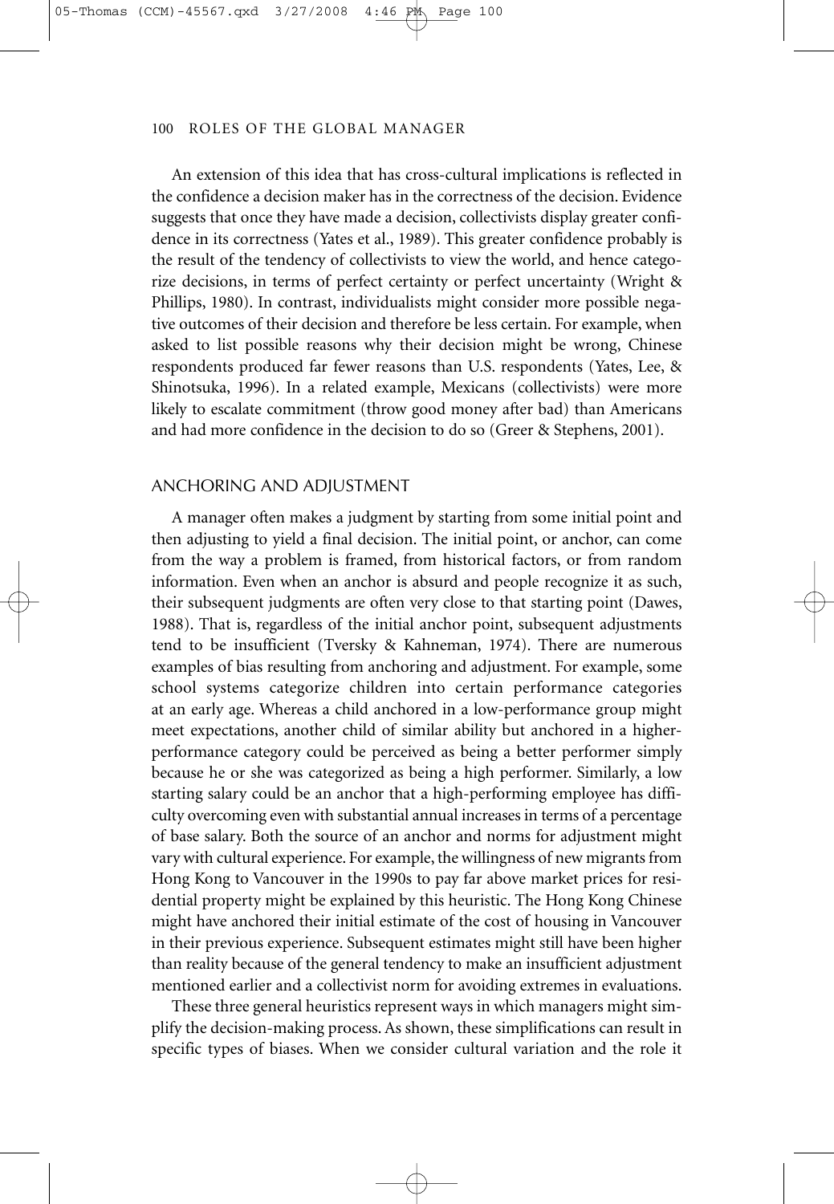An extension of this idea that has cross-cultural implications is reflected in the confidence a decision maker has in the correctness of the decision. Evidence suggests that once they have made a decision, collectivists display greater confidence in its correctness (Yates et al., 1989). This greater confidence probably is the result of the tendency of collectivists to view the world, and hence categorize decisions, in terms of perfect certainty or perfect uncertainty (Wright & Phillips, 1980). In contrast, individualists might consider more possible negative outcomes of their decision and therefore be less certain. For example, when asked to list possible reasons why their decision might be wrong, Chinese respondents produced far fewer reasons than U.S. respondents (Yates, Lee, & Shinotsuka, 1996). In a related example, Mexicans (collectivists) were more likely to escalate commitment (throw good money after bad) than Americans and had more confidence in the decision to do so (Greer & Stephens, 2001).

## ANCHORING AND ADJUSTMENT

A manager often makes a judgment by starting from some initial point and then adjusting to yield a final decision. The initial point, or anchor, can come from the way a problem is framed, from historical factors, or from random information. Even when an anchor is absurd and people recognize it as such, their subsequent judgments are often very close to that starting point (Dawes, 1988). That is, regardless of the initial anchor point, subsequent adjustments tend to be insufficient (Tversky & Kahneman, 1974). There are numerous examples of bias resulting from anchoring and adjustment. For example, some school systems categorize children into certain performance categories at an early age. Whereas a child anchored in a low-performance group might meet expectations, another child of similar ability but anchored in a higher-performance category could be perceived as being a better performer simply because he or she was categorized as being a high performer. Similarly, a low starting salary could be an anchor that a high-performing employee has difficulty overcoming even with substantial annual increases in terms of a percentage of base salary. Both the source of an anchor and norms for adjustment might vary with cultural experience. For example, the willingness of new migrants from Hong Kong to Vancouver in the 1990s to pay far above market prices for residential property might be explained by this heuristic. The Hong Kong Chinese might have anchored their initial estimate of the cost of housing in Vancouver in their previous experience. Subsequent estimates might still have been higher than reality because of the general tendency to make an insufficient adjustment mentioned earlier and a collectivist norm for avoiding extremes in evaluations.

These three general heuristics represent ways in which managers might simplify the decision-making process. As shown, these simplifications can result in specific types of biases. When we consider cultural variation and the role it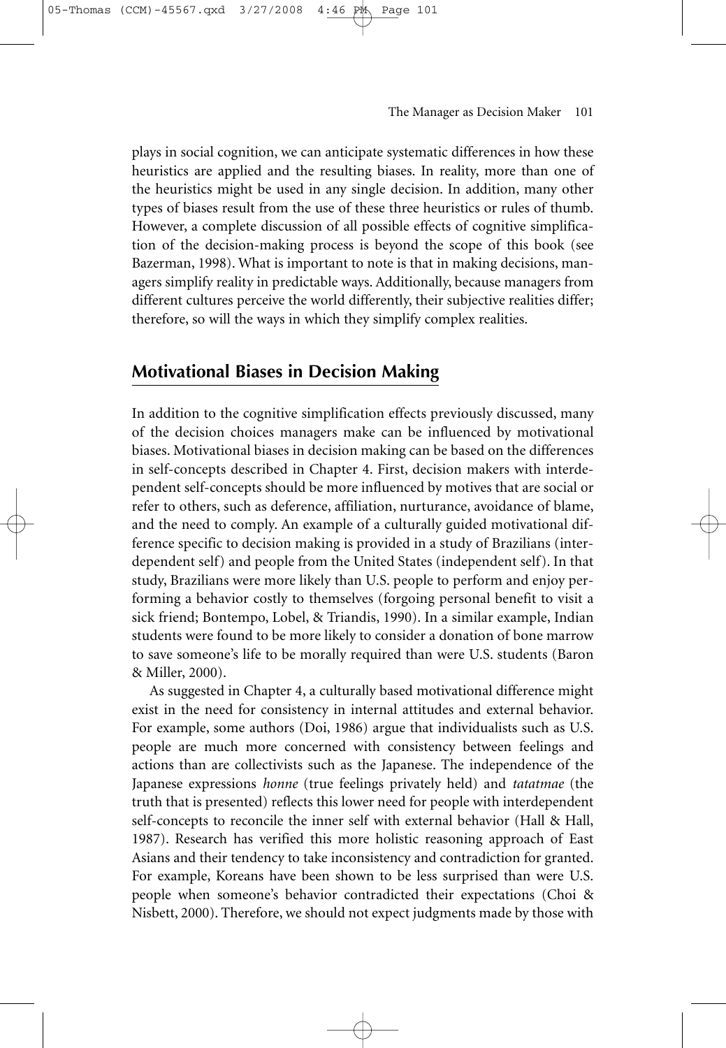plays in social cognition, we can anticipate systematic differences in how these heuristics are applied and the resulting biases. In reality, more than one of the heuristics might be used in any single decision. In addition, many other types of biases result from the use of these three heuristics or rules of thumb. However, a complete discussion of all possible effects of cognitive simplification of the decision-making process is beyond the scope of this book (see Bazerman, 1998). What is important to note is that in making decisions, managers simplify reality in predictable ways. Additionally, because managers from different cultures perceive the world differently, their subjective realities differ; therefore, so will the ways in which they simplify complex realities.

## Motivational Biases in Decision Making

In addition to the cognitive simplification effects previously discussed, many of the decision choices managers make can be influenced by motivational biases. Motivational biases in decision making can be based on the differences in self-concepts described in Chapter 4. First, decision makers with interdependent self-concepts should be more influenced by motives that are social or refer to others, such as deference, affiliation, nurturance, avoidance of blame, and the need to comply. An example of a culturally guided motivational difference specific to decision making is provided in a study of Brazilians (interdependent self) and people from the United States (independent self). In that study, Brazilians were more likely than U.S. people to perform and enjoy performing a behavior costly to themselves (forgoing personal benefit to visit a sick friend; Bontempo, Lobel, & Triandis, 1990). In a similar example, Indian students were found to be more likely to consider a donation of bone marrow to save someone's life to be morally required than were U.S. students (Baron & Miller, 2000).

As suggested in Chapter 4, a culturally based motivational difference might exist in the need for consistency in internal attitudes and external behavior. For example, some authors (Doi, 1986) argue that individualists such as U.S. people are much more concerned with consistency between feelings and actions than are collectivists such as the Japanese. The independence of the Japanese expressions *honne* (true feelings privately held) and *tatatmae* (the truth that is presented) reflects this lower need for people with interdependent self-concepts to reconcile the inner self with external behavior (Hall & Hall, 1987). Research has verified this more holistic reasoning approach of East Asians and their tendency to take inconsistency and contradiction for granted. For example, Koreans have been shown to be less surprised than were U.S. people when someone's behavior contradicted their expectations (Choi & Nisbett, 2000). Therefore, we should not expect judgments made by those with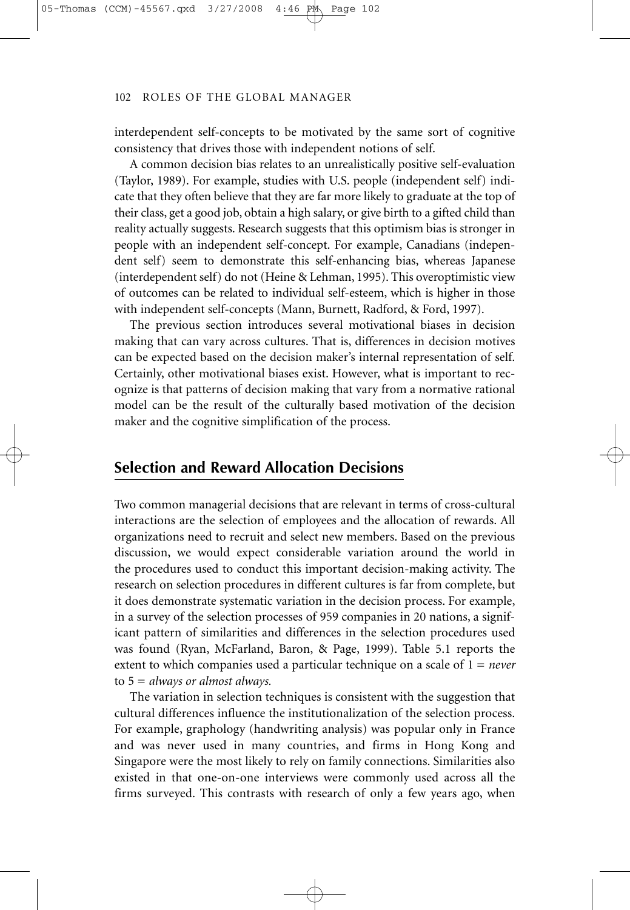interdependent self-concepts to be motivated by the same sort of cognitive consistency that drives those with independent notions of self.

A common decision bias relates to an unrealistically positive self-evaluation (Taylor, 1989). For example, studies with U.S. people (independent self) indicate that they often believe that they are far more likely to graduate at the top of their class, get a good job, obtain a high salary, or give birth to a gifted child than reality actually suggests. Research suggests that this optimism bias is stronger in people with an independent self-concept. For example, Canadians (independent self) seem to demonstrate this self-enhancing bias, whereas Japanese (interdependent self) do not (Heine & Lehman, 1995). This overoptimistic view of outcomes can be related to individual self-esteem, which is higher in those with independent self-concepts (Mann, Burnett, Radford, & Ford, 1997).

The previous section introduces several motivational biases in decision making that can vary across cultures. That is, differences in decision motives can be expected based on the decision maker's internal representation of self. Certainly, other motivational biases exist. However, what is important to recognize is that patterns of decision making that vary from a normative rational model can be the result of the culturally based motivation of the decision maker and the cognitive simplification of the process.

## Selection and Reward Allocation Decisions

Two common managerial decisions that are relevant in terms of cross-cultural interactions are the selection of employees and the allocation of rewards. All organizations need to recruit and select new members. Based on the previous discussion, we would expect considerable variation around the world in the procedures used to conduct this important decision-making activity. The research on selection procedures in different cultures is far from complete, but it does demonstrate systematic variation in the decision process. For example, in a survey of the selection processes of 959 companies in 20 nations, a significant pattern of similarities and differences in the selection procedures used was found (Ryan, McFarland, Baron, & Page, 1999). Table 5.1 reports the extent to which companies used a particular technique on a scale of 1 = *never* to 5 = *always or almost always.*

The variation in selection techniques is consistent with the suggestion that cultural differences influence the institutionalization of the selection process. For example, graphology (handwriting analysis) was popular only in France and was never used in many countries, and firms in Hong Kong and Singapore were the most likely to rely on family connections. Similarities also existed in that one-on-one interviews were commonly used across all the firms surveyed. This contrasts with research of only a few years ago, when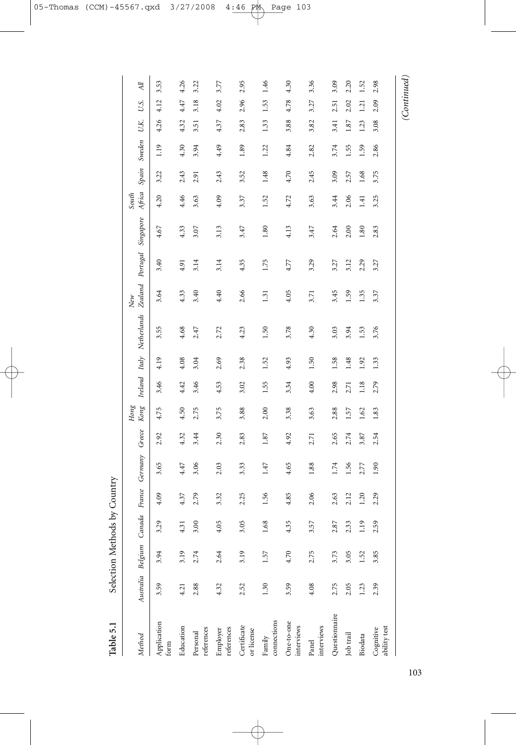**Table 5.1** Selection Methods by Country

| Method | Australia | Belgium | Canada | France | Germany | Greece | Hong Kong | Ireland | Italy | Netherlands | New Zealand | Portugal | Singapore | South Africa | Spain | Sweden | U.K. | U.S. | All |
|---|---|---|---|---|---|---|---|---|---|---|---|---|---|---|---|---|---|---|---|
| Application form | 3.59 | 3.94 | 3.29 | 4.09 | 3.65 | 2.92 | 4.75 | 3.46 | 4.19 | 3.55 | 3.64 | 3.40 | 4.67 | 4.20 | 3.22 | 1.19 | 4.26 | 4.12 | 3.53 |
| Education | 4.21 | 3.19 | 4.31 | 4.37 | 4.47 | 4.32 | 4.50 | 4.42 | 4.08 | 4.68 | 4.33 | 4.91 | 4.33 | 4.46 | 2.43 | 4.30 | 4.32 | 4.47 | 4.26 |
| Personal references | 2.88 | 2.74 | 3.00 | 2.79 | 3.06 | 3.44 | 2.75 | 3.46 | 3.04 | 2.47 | 3.40 | 3.14 | 3.07 | 3.63 | 2.91 | 3.94 | 3.51 | 3.18 | 3.22 |
| Employer references | 4.32 | 2.64 | 4.05 | 3.32 | 2.03 | 2.30 | 3.75 | 4.53 | 2.69 | 2.72 | 4.40 | 3.14 | 3.13 | 4.09 | 2.43 | 4.49 | 4.37 | 4.02 | 3.77 |
| Certificate or license | 2.52 | 3.19 | 3.05 | 2.25 | 3.33 | 2.83 | 3.88 | 3.02 | 2.38 | 4.23 | 2.66 | 4.35 | 3.47 | 3.37 | 3.52 | 1.89 | 2.83 | 2.96 | 2.95 |
| Family connections | 1.30 | 1.57 | 1.68 | 1.56 | 1.47 | 1.87 | 2.00 | 1.55 | 1.52 | 1.50 | 1.31 | 1.75 | 1.80 | 1.52 | 1.48 | 1.22 | 1.33 | 1.53 | 1.46 |
| One-to-one interviews | 3.59 | 4.70 | 4.35 | 4.85 | 4.65 | 4.92 | 3.38 | 3.34 | 4.93 | 3.78 | 4.05 | 4.77 | 4.13 | 4.72 | 4.70 | 4.84 | 3.88 | 4.78 | 4.30 |
| Panel interviews | 4.08 | 2.75 | 3.57 | 2.06 | 1.88 | 2.71 | 3.63 | 4.00 | 1.50 | 4.30 | 3.71 | 3.29 | 3.47 | 3.63 | 2.45 | 2.82 | 3.82 | 3.27 | 3.36 |
| Questionnaire | 2.75 | 3.73 | 2.87 | 2.63 | 1.74 | 2.65 | 2.88 | 2.98 | 1.58 | 3.03 | 3.45 | 3.27 | 2.64 | 3.44 | 3.09 | 3.74 | 3.41 | 2.51 | 3.09 |
| Job trail | 2.05 | 3.05 | 2.33 | 2.12 | 1.56 | 2.74 | 1.57 | 2.71 | 1.48 | 3.94 | 1.59 | 3.12 | 2.00 | 2.06 | 2.57 | 1.55 | 1.87 | 2.02 | 2.20 |
| Biodata | 1.23 | 1.52 | 1.19 | 1.20 | 2.77 | 3.87 | 1.62 | 1.18 | 1.92 | 1.53 | 1.35 | 2.29 | 1.80 | 1.41 | 1.68 | 1.59 | 1.23 | 1.21 | 1.52 |
| Cognitive ability test | 2.39 | 3.85 | 2.59 | 2.29 | 1.90 | 2.54 | 1.83 | 2.79 | 1.33 | 3.76 | 3.37 | 3.27 | 2.83 | 3.25 | 3.75 | 2.86 | 3.08 | 2.09 | 2.98 |

*(Continued)*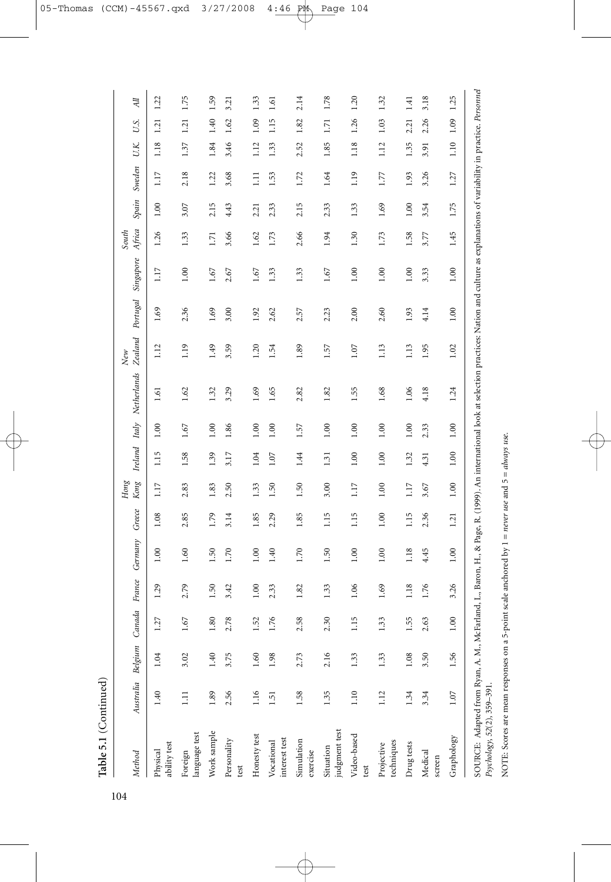**Table 5.1** (Continued)

| Method | Australia | Belgium | Canada | France | Germany | Greece | Hong Kong | Ireland | Italy | Netherlands | New Zealand | Portugal | Singapore | South Africa | Spain | Sweden | U.K. | U.S. | All |
|---|---|---|---|---|---|---|---|---|---|---|---|---|---|---|---|---|---|---|---|
| Physical ability test | 1.40 | 1.04 | 1.27 | 1.29 | 1.00 | 1.08 | 1.17 | 1.15 | 1.00 | 1.61 | 1.12 | 1.69 | 1.17 | 1.26 | 1.00 | 1.17 | 1.18 | 1.21 | 1.22 |
| Foreign language test | 1.11 | 3.02 | 1.67 | 2.79 | 1.60 | 2.85 | 2.83 | 1.58 | 1.67 | 1.62 | 1.19 | 2.36 | 1.00 | 1.33 | 3.07 | 2.18 | 1.37 | 1.21 | 1.75 |
| Work sample | 1.89 | 1.40 | 1.80 | 1.50 | 1.50 | 1.79 | 1.83 | 1.39 | 1.00 | 1.32 | 1.49 | 1.69 | 1.67 | 1.71 | 2.15 | 1.22 | 1.84 | 1.40 | 1.59 |
| Personality test | 2.56 | 3.75 | 2.78 | 3.42 | 1.70 | 3.14 | 2.50 | 3.17 | 1.86 | 3.29 | 3.59 | 3.00 | 2.67 | 3.66 | 4.43 | 3.68 | 3.46 | 1.62 | 3.21 |
| Honesty test | 1.16 | 1.60 | 1.52 | 1.00 | 1.00 | 1.85 | 1.33 | 1.04 | 1.00 | 1.69 | 1.20 | 1.92 | 1.67 | 1.62 | 2.21 | 1.11 | 1.12 | 1.09 | 1.33 |
| Vocational interest test | 1.51 | 1.98 | 1.76 | 2.33 | 1.40 | 2.29 | 1.50 | 1.07 | 1.00 | 1.65 | 1.54 | 2.62 | 1.33 | 1.73 | 2.33 | 1.53 | 1.33 | 1.15 | 1.61 |
| Simulation exercise | 1.58 | 2.73 | 2.58 | 1.82 | 1.70 | 1.85 | 1.50 | 1.44 | 1.57 | 2.82 | 1.89 | 2.57 | 1.33 | 2.66 | 2.15 | 1.72 | 2.52 | 1.82 | 2.14 |
| Situation judgment test | 1.35 | 2.16 | 2.30 | 1.33 | 1.50 | 1.15 | 3.00 | 1.31 | 1.00 | 1.82 | 1.57 | 2.23 | 1.67 | 1.94 | 2.33 | 1.64 | 1.85 | 1.71 | 1.78 |
| Video-based test | 1.10 | 1.33 | 1.15 | 1.06 | 1.00 | 1.15 | 1.17 | 1.00 | 1.00 | 1.55 | 1.07 | 2.00 | 1.00 | 1.30 | 1.33 | 1.19 | 1.18 | 1.26 | 1.20 |
| Projective techniques | 1.12 | 1.33 | 1.33 | 1.69 | 1.00 | 1.00 | 1.00 | 1.00 | 1.00 | 1.68 | 1.13 | 2.60 | 1.00 | 1.73 | 1.69 | 1.77 | 1.12 | 1.03 | 1.32 |
| Drug tests | 1.34 | 1.08 | 1.55 | 1.18 | 1.18 | 1.15 | 1.17 | 1.32 | 1.00 | 1.06 | 1.13 | 1.93 | 1.00 | 1.58 | 1.00 | 1.93 | 1.35 | 2.21 | 1.41 |
| Medical screen | 3.34 | 3.50 | 2.63 | 1.76 | 4.45 | 2.36 | 3.67 | 4.31 | 2.33 | 4.18 | 1.95 | 4.14 | 3.33 | 3.77 | 3.54 | 3.26 | 3.91 | 2.26 | 3.18 |
| Graphology | 1.07 | 1.56 | 1.00 | 3.26 | 1.00 | 1.21 | 1.00 | 1.00 | 1.00 | 1.24 | 1.02 | 1.00 | 1.00 | 1.45 | 1.75 | 1.27 | 1.10 | 1.09 | 1.25 |

SOURCE: Adapted from Ryan, A. M., McFarland, L., Baron, H., & Page, R. (1999). An international look at selection practices: Nation and culture as explanations of variability in practice. *Personnel Psychology, 52*(2), 359–391.

NOTE: Scores are mean responses on a 5-point scale anchored by 1 = *never use* and 5 = *always use*.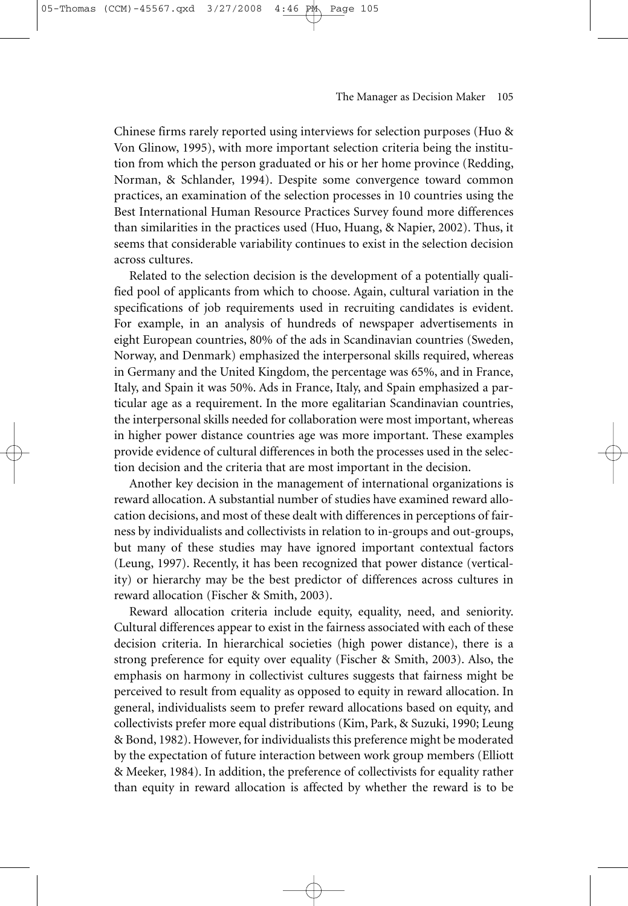Chinese firms rarely reported using interviews for selection purposes (Huo & Von Glinow, 1995), with more important selection criteria being the institution from which the person graduated or his or her home province (Redding, Norman, & Schlander, 1994). Despite some convergence toward common practices, an examination of the selection processes in 10 countries using the Best International Human Resource Practices Survey found more differences than similarities in the practices used (Huo, Huang, & Napier, 2002). Thus, it seems that considerable variability continues to exist in the selection decision across cultures.

Related to the selection decision is the development of a potentially qualified pool of applicants from which to choose. Again, cultural variation in the specifications of job requirements used in recruiting candidates is evident. For example, in an analysis of hundreds of newspaper advertisements in eight European countries, 80% of the ads in Scandinavian countries (Sweden, Norway, and Denmark) emphasized the interpersonal skills required, whereas in Germany and the United Kingdom, the percentage was 65%, and in France, Italy, and Spain it was 50%. Ads in France, Italy, and Spain emphasized a particular age as a requirement. In the more egalitarian Scandinavian countries, the interpersonal skills needed for collaboration were most important, whereas in higher power distance countries age was more important. These examples provide evidence of cultural differences in both the processes used in the selection decision and the criteria that are most important in the decision.

Another key decision in the management of international organizations is reward allocation. A substantial number of studies have examined reward allocation decisions, and most of these dealt with differences in perceptions of fairness by individualists and collectivists in relation to in-groups and out-groups, but many of these studies may have ignored important contextual factors (Leung, 1997). Recently, it has been recognized that power distance (verticality) or hierarchy may be the best predictor of differences across cultures in reward allocation (Fischer & Smith, 2003).

Reward allocation criteria include equity, equality, need, and seniority. Cultural differences appear to exist in the fairness associated with each of these decision criteria. In hierarchical societies (high power distance), there is a strong preference for equity over equality (Fischer & Smith, 2003). Also, the emphasis on harmony in collectivist cultures suggests that fairness might be perceived to result from equality as opposed to equity in reward allocation. In general, individualists seem to prefer reward allocations based on equity, and collectivists prefer more equal distributions (Kim, Park, & Suzuki, 1990; Leung & Bond, 1982). However, for individualists this preference might be moderated by the expectation of future interaction between work group members (Elliott & Meeker, 1984). In addition, the preference of collectivists for equality rather than equity in reward allocation is affected by whether the reward is to be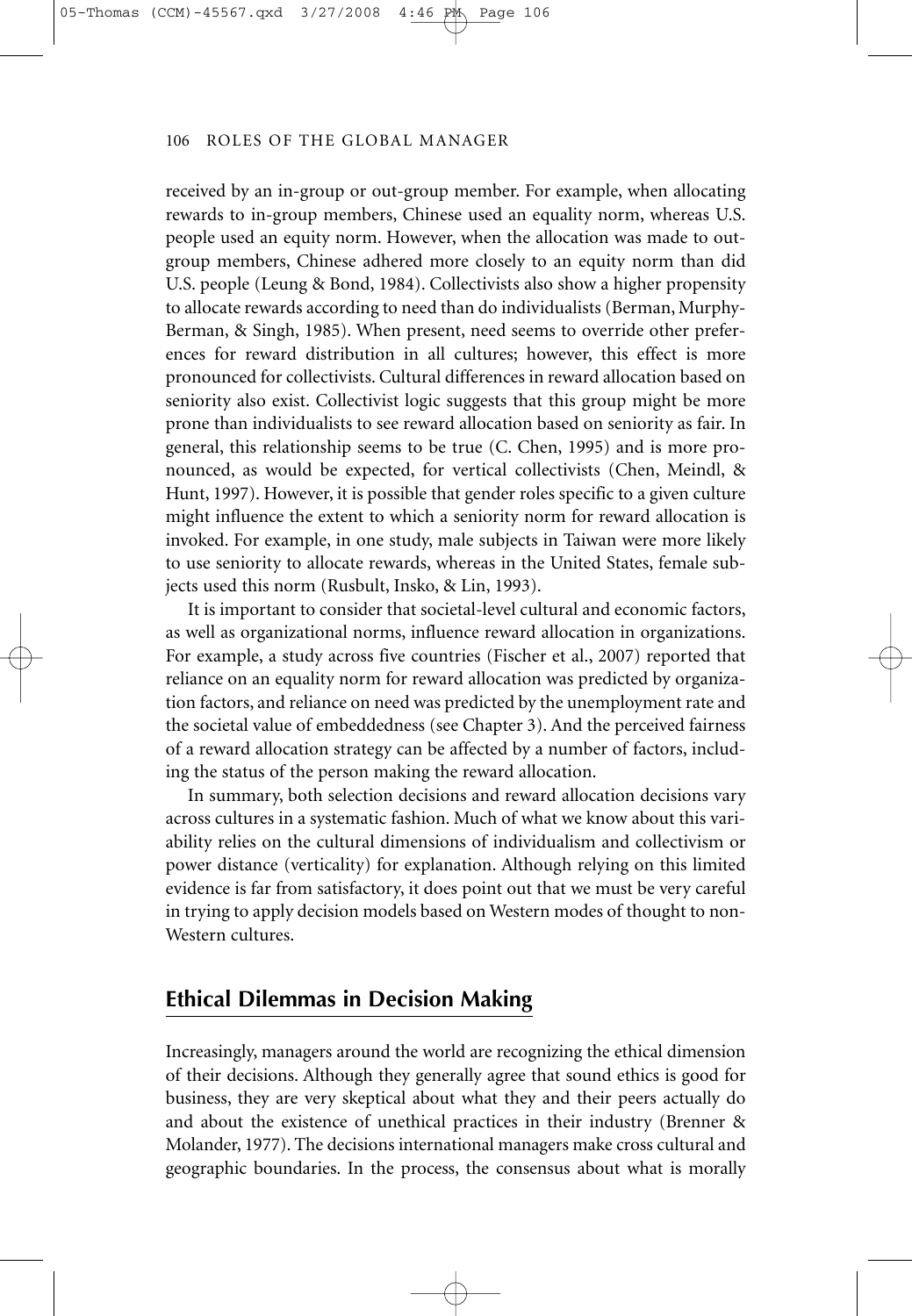received by an in-group or out-group member. For example, when allocating rewards to in-group members, Chinese used an equality norm, whereas U.S. people used an equity norm. However, when the allocation was made to out-group members, Chinese adhered more closely to an equity norm than did U.S. people (Leung & Bond, 1984). Collectivists also show a higher propensity to allocate rewards according to need than do individualists (Berman, Murphy-Berman, & Singh, 1985). When present, need seems to override other preferences for reward distribution in all cultures; however, this effect is more pronounced for collectivists. Cultural differences in reward allocation based on seniority also exist. Collectivist logic suggests that this group might be more prone than individualists to see reward allocation based on seniority as fair. In general, this relationship seems to be true (C. Chen, 1995) and is more pronounced, as would be expected, for vertical collectivists (Chen, Meindl, & Hunt, 1997). However, it is possible that gender roles specific to a given culture might influence the extent to which a seniority norm for reward allocation is invoked. For example, in one study, male subjects in Taiwan were more likely to use seniority to allocate rewards, whereas in the United States, female subjects used this norm (Rusbult, Insko, & Lin, 1993).

It is important to consider that societal-level cultural and economic factors, as well as organizational norms, influence reward allocation in organizations. For example, a study across five countries (Fischer et al., 2007) reported that reliance on an equality norm for reward allocation was predicted by organization factors, and reliance on need was predicted by the unemployment rate and the societal value of embeddedness (see Chapter 3). And the perceived fairness of a reward allocation strategy can be affected by a number of factors, including the status of the person making the reward allocation.

In summary, both selection decisions and reward allocation decisions vary across cultures in a systematic fashion. Much of what we know about this variability relies on the cultural dimensions of individualism and collectivism or power distance (verticality) for explanation. Although relying on this limited evidence is far from satisfactory, it does point out that we must be very careful in trying to apply decision models based on Western modes of thought to non-Western cultures.

## Ethical Dilemmas in Decision Making

Increasingly, managers around the world are recognizing the ethical dimension of their decisions. Although they generally agree that sound ethics is good for business, they are very skeptical about what they and their peers actually do and about the existence of unethical practices in their industry (Brenner & Molander, 1977). The decisions international managers make cross cultural and geographic boundaries. In the process, the consensus about what is morally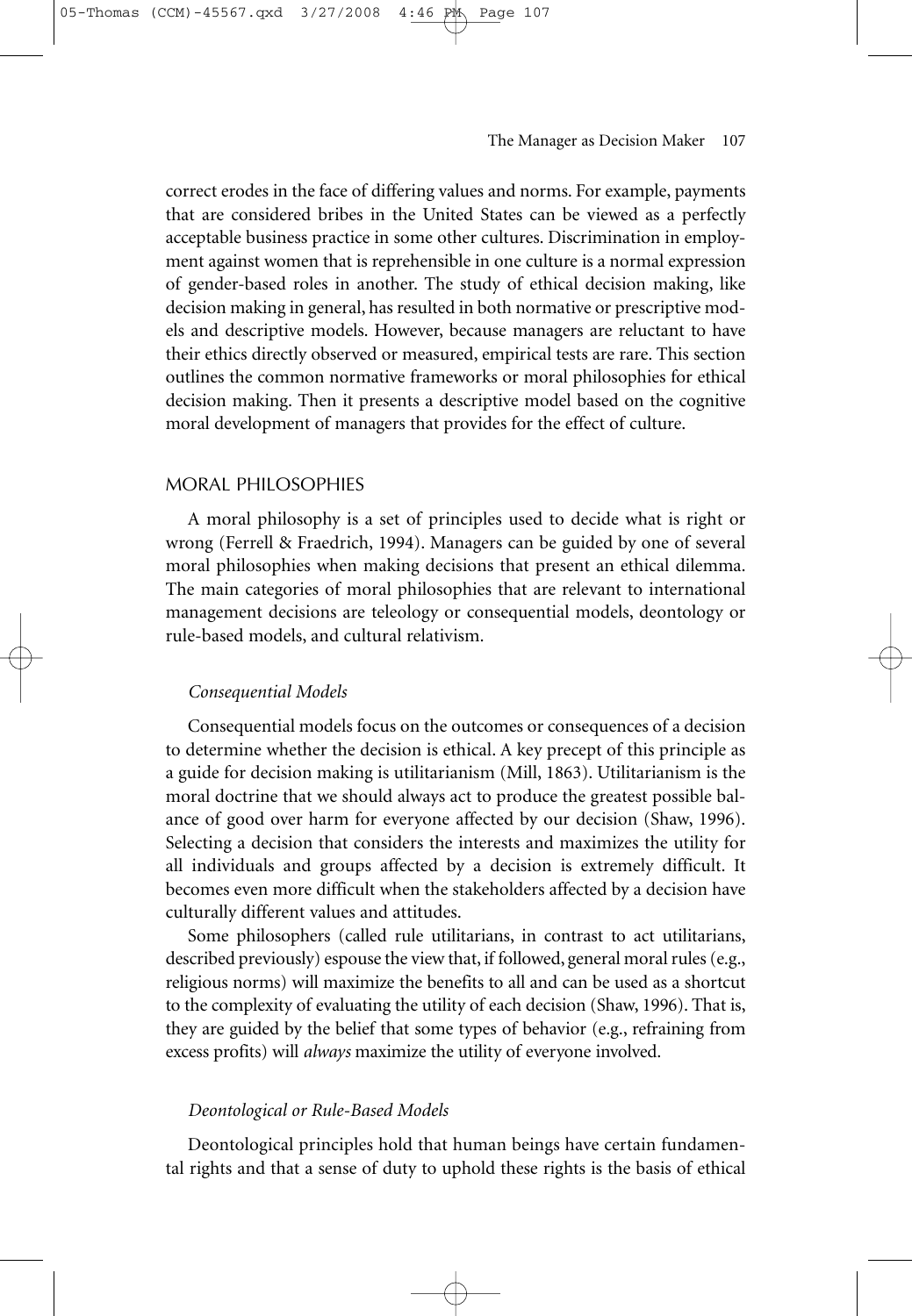correct erodes in the face of differing values and norms. For example, payments that are considered bribes in the United States can be viewed as a perfectly acceptable business practice in some other cultures. Discrimination in employment against women that is reprehensible in one culture is a normal expression of gender-based roles in another. The study of ethical decision making, like decision making in general, has resulted in both normative or prescriptive models and descriptive models. However, because managers are reluctant to have their ethics directly observed or measured, empirical tests are rare. This section outlines the common normative frameworks or moral philosophies for ethical decision making. Then it presents a descriptive model based on the cognitive moral development of managers that provides for the effect of culture.

## MORAL PHILOSOPHIES

A moral philosophy is a set of principles used to decide what is right or wrong (Ferrell & Fraedrich, 1994). Managers can be guided by one of several moral philosophies when making decisions that present an ethical dilemma. The main categories of moral philosophies that are relevant to international management decisions are teleology or consequential models, deontology or rule-based models, and cultural relativism.

### *Consequential Models*

Consequential models focus on the outcomes or consequences of a decision to determine whether the decision is ethical. A key precept of this principle as a guide for decision making is utilitarianism (Mill, 1863). Utilitarianism is the moral doctrine that we should always act to produce the greatest possible balance of good over harm for everyone affected by our decision (Shaw, 1996). Selecting a decision that considers the interests and maximizes the utility for all individuals and groups affected by a decision is extremely difficult. It becomes even more difficult when the stakeholders affected by a decision have culturally different values and attitudes.

Some philosophers (called rule utilitarians, in contrast to act utilitarians, described previously) espouse the view that, if followed, general moral rules (e.g., religious norms) will maximize the benefits to all and can be used as a shortcut to the complexity of evaluating the utility of each decision (Shaw, 1996). That is, they are guided by the belief that some types of behavior (e.g., refraining from excess profits) will *always* maximize the utility of everyone involved.

### *Deontological or Rule-Based Models*

Deontological principles hold that human beings have certain fundamental rights and that a sense of duty to uphold these rights is the basis of ethical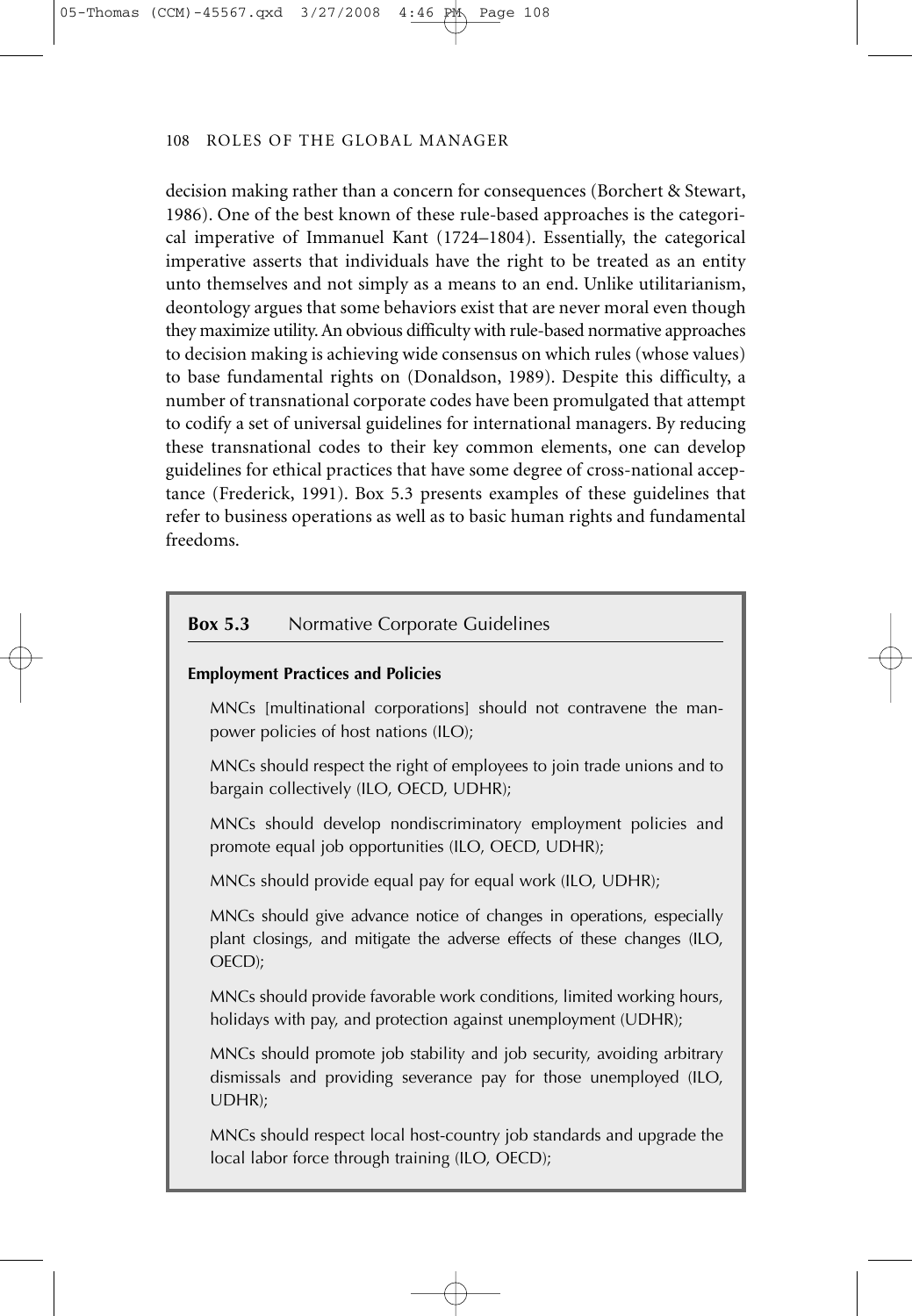decision making rather than a concern for consequences (Borchert & Stewart, 1986). One of the best known of these rule-based approaches is the categorical imperative of Immanuel Kant (1724–1804). Essentially, the categorical imperative asserts that individuals have the right to be treated as an entity unto themselves and not simply as a means to an end. Unlike utilitarianism, deontology argues that some behaviors exist that are never moral even though they maximize utility. An obvious difficulty with rule-based normative approaches to decision making is achieving wide consensus on which rules (whose values) to base fundamental rights on (Donaldson, 1989). Despite this difficulty, a number of transnational corporate codes have been promulgated that attempt to codify a set of universal guidelines for international managers. By reducing these transnational codes to their key common elements, one can develop guidelines for ethical practices that have some degree of cross-national acceptance (Frederick, 1991). Box 5.3 presents examples of these guidelines that refer to business operations as well as to basic human rights and fundamental freedoms.

**Box 5.3** Normative Corporate Guidelines

**Employment Practices and Policies**

MNCs [multinational corporations] should not contravene the manpower policies of host nations (ILO);

MNCs should respect the right of employees to join trade unions and to bargain collectively (ILO, OECD, UDHR);

MNCs should develop nondiscriminatory employment policies and promote equal job opportunities (ILO, OECD, UDHR);

MNCs should provide equal pay for equal work (ILO, UDHR);

MNCs should give advance notice of changes in operations, especially plant closings, and mitigate the adverse effects of these changes (ILO, OECD);

MNCs should provide favorable work conditions, limited working hours, holidays with pay, and protection against unemployment (UDHR);

MNCs should promote job stability and job security, avoiding arbitrary dismissals and providing severance pay for those unemployed (ILO, UDHR);

MNCs should respect local host-country job standards and upgrade the local labor force through training (ILO, OECD);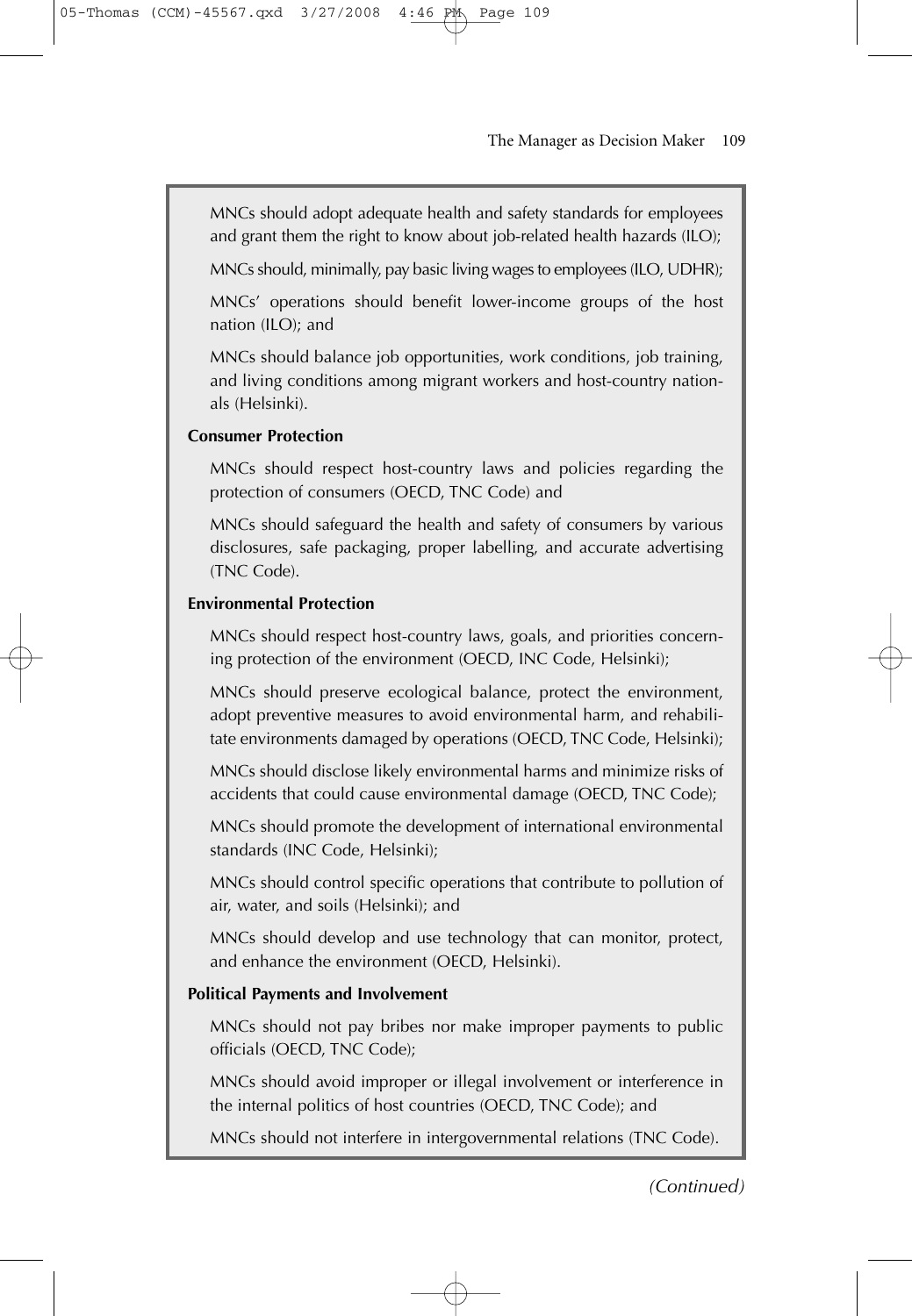MNCs should adopt adequate health and safety standards for employees and grant them the right to know about job-related health hazards (ILO);

MNCs should, minimally, pay basic living wages to employees (ILO, UDHR);

MNCs' operations should benefit lower-income groups of the host nation (ILO); and

MNCs should balance job opportunities, work conditions, job training, and living conditions among migrant workers and host-country nationals (Helsinki).

**Consumer Protection**

MNCs should respect host-country laws and policies regarding the protection of consumers (OECD, TNC Code) and

MNCs should safeguard the health and safety of consumers by various disclosures, safe packaging, proper labelling, and accurate advertising (TNC Code).

**Environmental Protection**

MNCs should respect host-country laws, goals, and priorities concerning protection of the environment (OECD, INC Code, Helsinki);

MNCs should preserve ecological balance, protect the environment, adopt preventive measures to avoid environmental harm, and rehabilitate environments damaged by operations (OECD, TNC Code, Helsinki);

MNCs should disclose likely environmental harms and minimize risks of accidents that could cause environmental damage (OECD, TNC Code);

MNCs should promote the development of international environmental standards (INC Code, Helsinki);

MNCs should control specific operations that contribute to pollution of air, water, and soils (Helsinki); and

MNCs should develop and use technology that can monitor, protect, and enhance the environment (OECD, Helsinki).

**Political Payments and Involvement**

MNCs should not pay bribes nor make improper payments to public officials (OECD, TNC Code);

MNCs should avoid improper or illegal involvement or interference in the internal politics of host countries (OECD, TNC Code); and

MNCs should not interfere in intergovernmental relations (TNC Code).

*(Continued)*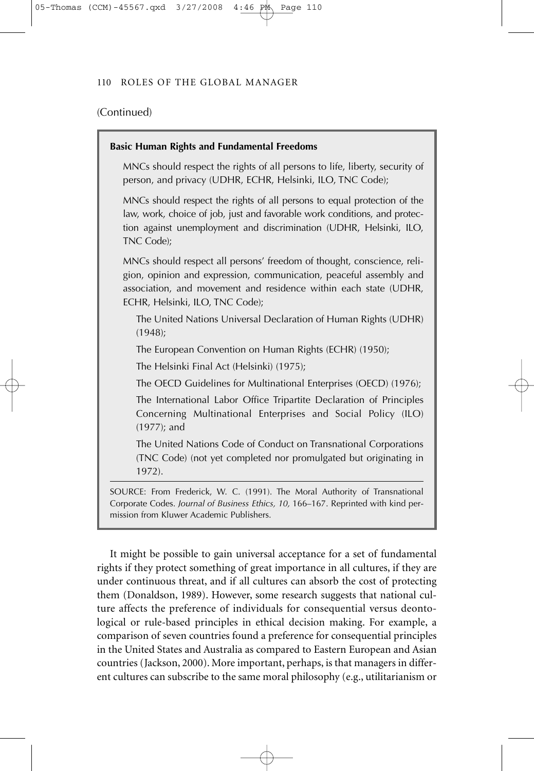(Continued)

**Basic Human Rights and Fundamental Freedoms**

MNCs should respect the rights of all persons to life, liberty, security of person, and privacy (UDHR, ECHR, Helsinki, ILO, TNC Code);

MNCs should respect the rights of all persons to equal protection of the law, work, choice of job, just and favorable work conditions, and protection against unemployment and discrimination (UDHR, Helsinki, ILO, TNC Code);

MNCs should respect all persons' freedom of thought, conscience, religion, opinion and expression, communication, peaceful assembly and association, and movement and residence within each state (UDHR, ECHR, Helsinki, ILO, TNC Code);

The United Nations Universal Declaration of Human Rights (UDHR) (1948);

The European Convention on Human Rights (ECHR) (1950);

The Helsinki Final Act (Helsinki) (1975);

The OECD Guidelines for Multinational Enterprises (OECD) (1976);

The International Labor Office Tripartite Declaration of Principles Concerning Multinational Enterprises and Social Policy (ILO) (1977); and

The United Nations Code of Conduct on Transnational Corporations (TNC Code) (not yet completed nor promulgated but originating in 1972).

SOURCE: From Frederick, W. C. (1991). The Moral Authority of Transnational Corporate Codes. *Journal of Business Ethics, 10,* 166–167. Reprinted with kind permission from Kluwer Academic Publishers.

It might be possible to gain universal acceptance for a set of fundamental rights if they protect something of great importance in all cultures, if they are under continuous threat, and if all cultures can absorb the cost of protecting them (Donaldson, 1989). However, some research suggests that national culture affects the preference of individuals for consequential versus deontological or rule-based principles in ethical decision making. For example, a comparison of seven countries found a preference for consequential principles in the United States and Australia as compared to Eastern European and Asian countries (Jackson, 2000). More important, perhaps, is that managers in different cultures can subscribe to the same moral philosophy (e.g., utilitarianism or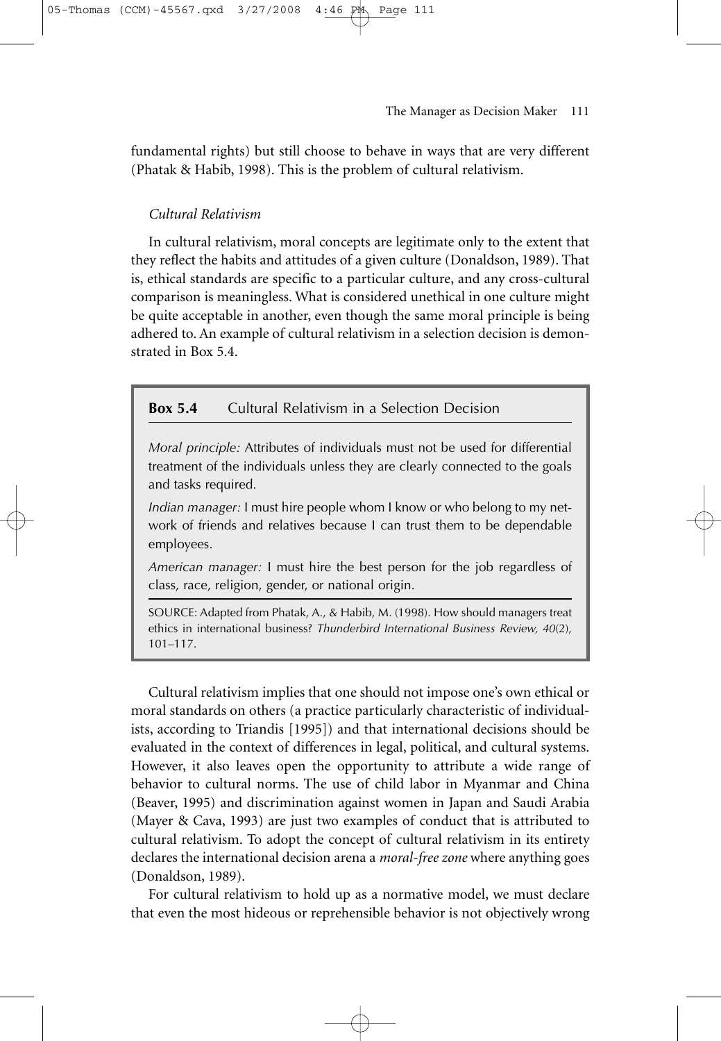fundamental rights) but still choose to behave in ways that are very different (Phatak & Habib, 1998). This is the problem of cultural relativism.

### *Cultural Relativism*

In cultural relativism, moral concepts are legitimate only to the extent that they reflect the habits and attitudes of a given culture (Donaldson, 1989). That is, ethical standards are specific to a particular culture, and any cross-cultural comparison is meaningless. What is considered unethical in one culture might be quite acceptable in another, even though the same moral principle is being adhered to. An example of cultural relativism in a selection decision is demonstrated in Box 5.4.

> **Box 5.4** Cultural Relativism in a Selection Decision
>
> *Moral principle:* Attributes of individuals must not be used for differential treatment of the individuals unless they are clearly connected to the goals and tasks required.
>
> *Indian manager:* I must hire people whom I know or who belong to my network of friends and relatives because I can trust them to be dependable employees.
>
> *American manager:* I must hire the best person for the job regardless of class, race, religion, gender, or national origin.
>
> SOURCE: Adapted from Phatak, A., & Habib, M. (1998). How should managers treat ethics in international business? *Thunderbird International Business Review, 40*(2), 101–117.

Cultural relativism implies that one should not impose one's own ethical or moral standards on others (a practice particularly characteristic of individualists, according to Triandis [1995]) and that international decisions should be evaluated in the context of differences in legal, political, and cultural systems. However, it also leaves open the opportunity to attribute a wide range of behavior to cultural norms. The use of child labor in Myanmar and China (Beaver, 1995) and discrimination against women in Japan and Saudi Arabia (Mayer & Cava, 1993) are just two examples of conduct that is attributed to cultural relativism. To adopt the concept of cultural relativism in its entirety declares the international decision arena a *moral-free zone* where anything goes (Donaldson, 1989).

For cultural relativism to hold up as a normative model, we must declare that even the most hideous or reprehensible behavior is not objectively wrong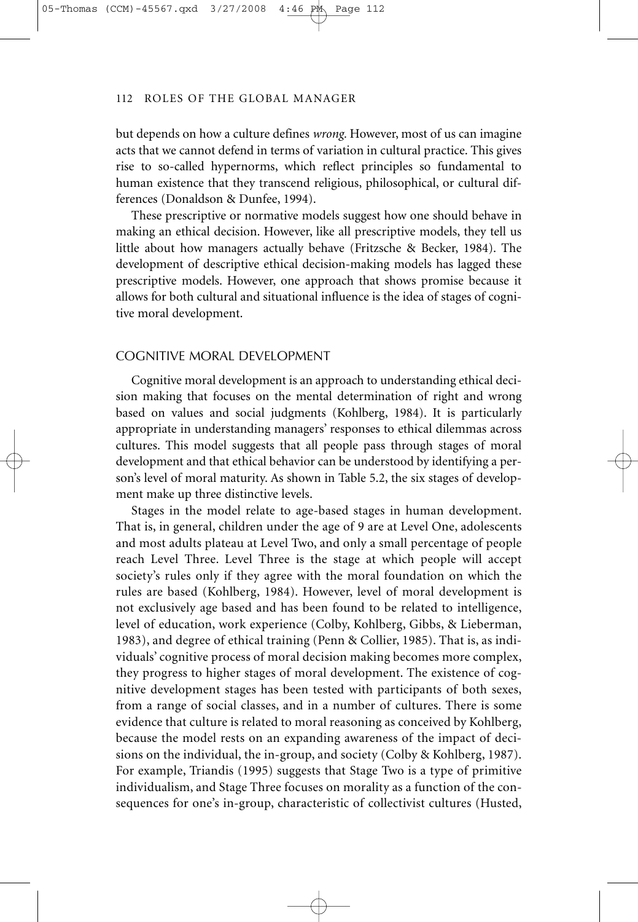but depends on how a culture defines *wrong.* However, most of us can imagine acts that we cannot defend in terms of variation in cultural practice. This gives rise to so-called hypernorms, which reflect principles so fundamental to human existence that they transcend religious, philosophical, or cultural differences (Donaldson & Dunfee, 1994).

These prescriptive or normative models suggest how one should behave in making an ethical decision. However, like all prescriptive models, they tell us little about how managers actually behave (Fritzsche & Becker, 1984). The development of descriptive ethical decision-making models has lagged these prescriptive models. However, one approach that shows promise because it allows for both cultural and situational influence is the idea of stages of cognitive moral development.

## COGNITIVE MORAL DEVELOPMENT

Cognitive moral development is an approach to understanding ethical decision making that focuses on the mental determination of right and wrong based on values and social judgments (Kohlberg, 1984). It is particularly appropriate in understanding managers' responses to ethical dilemmas across cultures. This model suggests that all people pass through stages of moral development and that ethical behavior can be understood by identifying a person's level of moral maturity. As shown in Table 5.2, the six stages of development make up three distinctive levels.

Stages in the model relate to age-based stages in human development. That is, in general, children under the age of 9 are at Level One, adolescents and most adults plateau at Level Two, and only a small percentage of people reach Level Three. Level Three is the stage at which people will accept society's rules only if they agree with the moral foundation on which the rules are based (Kohlberg, 1984). However, level of moral development is not exclusively age based and has been found to be related to intelligence, level of education, work experience (Colby, Kohlberg, Gibbs, & Lieberman, 1983), and degree of ethical training (Penn & Collier, 1985). That is, as individuals' cognitive process of moral decision making becomes more complex, they progress to higher stages of moral development. The existence of cognitive development stages has been tested with participants of both sexes, from a range of social classes, and in a number of cultures. There is some evidence that culture is related to moral reasoning as conceived by Kohlberg, because the model rests on an expanding awareness of the impact of decisions on the individual, the in-group, and society (Colby & Kohlberg, 1987). For example, Triandis (1995) suggests that Stage Two is a type of primitive individualism, and Stage Three focuses on morality as a function of the consequences for one's in-group, characteristic of collectivist cultures (Husted,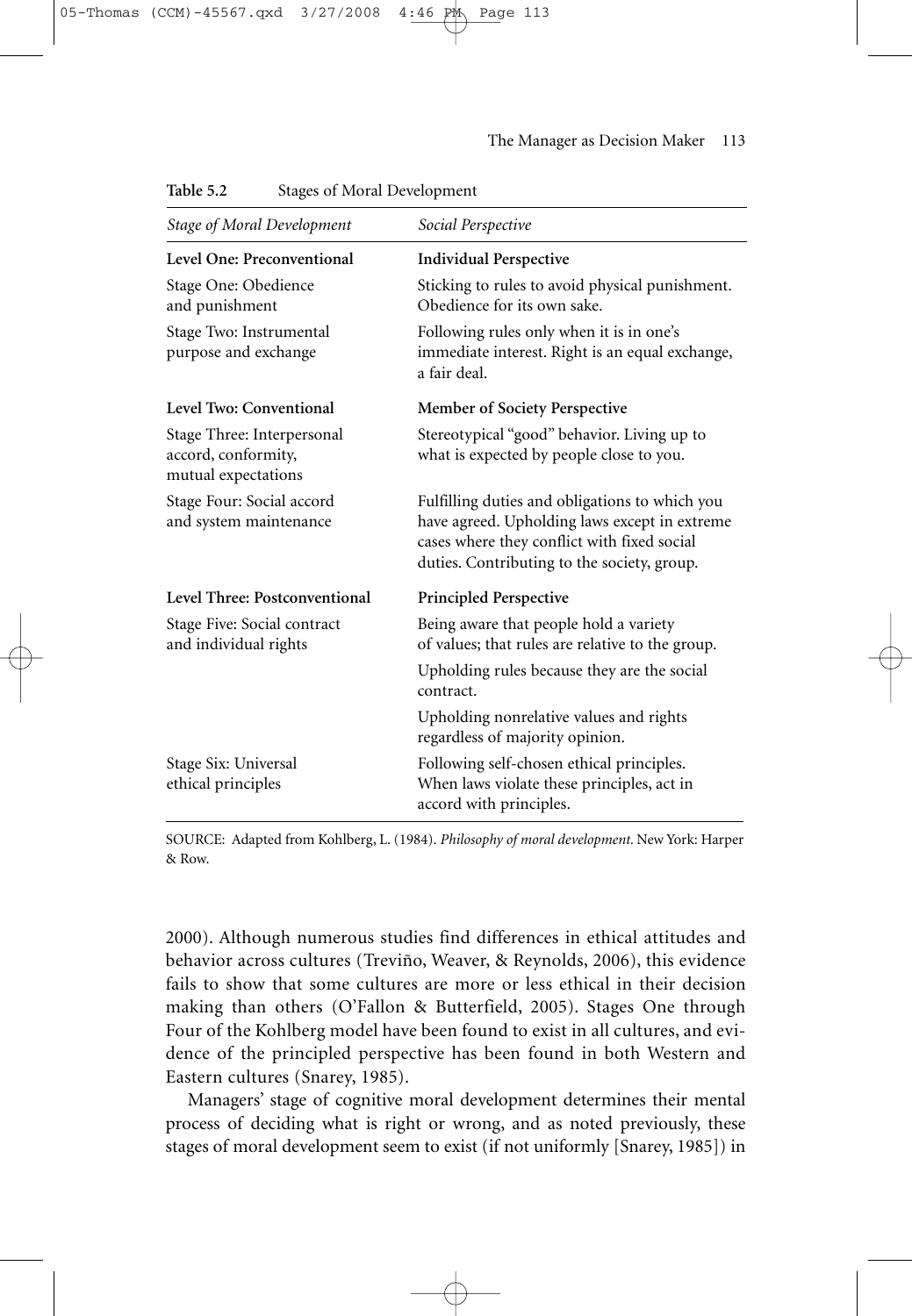**Table 5.2** Stages of Moral Development

| *Stage of Moral Development* | *Social Perspective* |
|---|---|
| **Level One: Preconventional** | **Individual Perspective** |
| Stage One: Obedience and punishment | Sticking to rules to avoid physical punishment. Obedience for its own sake. |
| Stage Two: Instrumental purpose and exchange | Following rules only when it is in one's immediate interest. Right is an equal exchange, a fair deal. |
| **Level Two: Conventional** | **Member of Society Perspective** |
| Stage Three: Interpersonal accord, conformity, mutual expectations | Stereotypical "good" behavior. Living up to what is expected by people close to you. |
| Stage Four: Social accord and system maintenance | Fulfilling duties and obligations to which you have agreed. Upholding laws except in extreme cases where they conflict with fixed social duties. Contributing to the society, group. |
| **Level Three: Postconventional** | **Principled Perspective** |
| Stage Five: Social contract and individual rights | Being aware that people hold a variety of values; that rules are relative to the group. Upholding rules because they are the social contract. Upholding nonrelative values and rights regardless of majority opinion. |
| Stage Six: Universal ethical principles | Following self-chosen ethical principles. When laws violate these principles, act in accord with principles. |

SOURCE: Adapted from Kohlberg, L. (1984). *Philosophy of moral development.* New York: Harper & Row.

2000). Although numerous studies find differences in ethical attitudes and behavior across cultures (Treviño, Weaver, & Reynolds, 2006), this evidence fails to show that some cultures are more or less ethical in their decision making than others (O'Fallon & Butterfield, 2005). Stages One through Four of the Kohlberg model have been found to exist in all cultures, and evidence of the principled perspective has been found in both Western and Eastern cultures (Snarey, 1985).

Managers' stage of cognitive moral development determines their mental process of deciding what is right or wrong, and as noted previously, these stages of moral development seem to exist (if not uniformly [Snarey, 1985]) in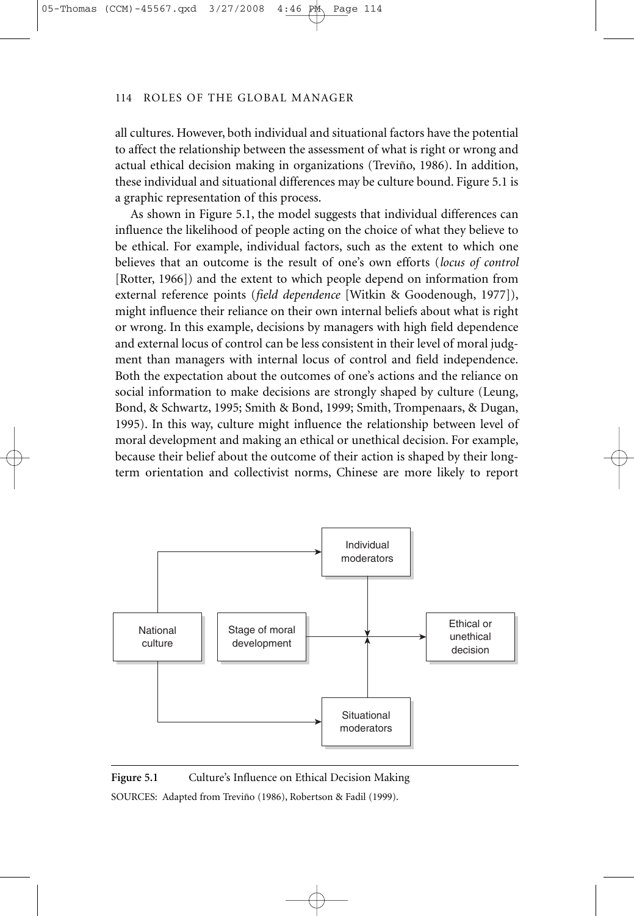all cultures. However, both individual and situational factors have the potential to affect the relationship between the assessment of what is right or wrong and actual ethical decision making in organizations (Treviño, 1986). In addition, these individual and situational differences may be culture bound. Figure 5.1 is a graphic representation of this process.

As shown in Figure 5.1, the model suggests that individual differences can influence the likelihood of people acting on the choice of what they believe to be ethical. For example, individual factors, such as the extent to which one believes that an outcome is the result of one's own efforts (*locus of control* [Rotter, 1966]) and the extent to which people depend on information from external reference points (*field dependence* [Witkin & Goodenough, 1977]), might influence their reliance on their own internal beliefs about what is right or wrong. In this example, decisions by managers with high field dependence and external locus of control can be less consistent in their level of moral judgment than managers with internal locus of control and field independence. Both the expectation about the outcomes of one's actions and the reliance on social information to make decisions are strongly shaped by culture (Leung, Bond, & Schwartz, 1995; Smith & Bond, 1999; Smith, Trompenaars, & Dugan, 1995). In this way, culture might influence the relationship between level of moral development and making an ethical or unethical decision. For example, because their belief about the outcome of their action is shaped by their long-term orientation and collectivist norms, Chinese are more likely to report

```
                              Individual
          ┌─────────────────► moderators
          │                       │
          │                       ▼
 National     Stage of moral              Ethical or
 culture      development ──────────────► unethical
          │                       ▲        decision
          │                       │
          └─────────────────► Situational
                              moderators
```

**Figure 5.1** Culture's Influence on Ethical Decision Making

SOURCES: Adapted from Treviño (1986), Robertson & Fadil (1999).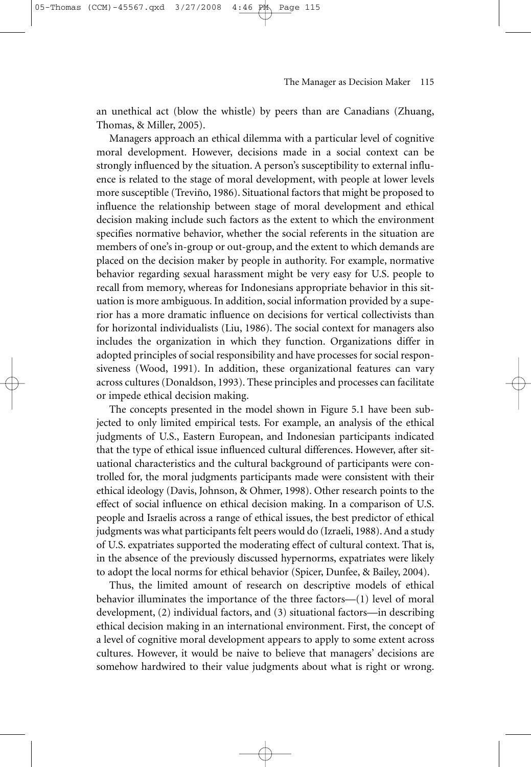an unethical act (blow the whistle) by peers than are Canadians (Zhuang, Thomas, & Miller, 2005).

Managers approach an ethical dilemma with a particular level of cognitive moral development. However, decisions made in a social context can be strongly influenced by the situation. A person's susceptibility to external influence is related to the stage of moral development, with people at lower levels more susceptible (Treviño, 1986). Situational factors that might be proposed to influence the relationship between stage of moral development and ethical decision making include such factors as the extent to which the environment specifies normative behavior, whether the social referents in the situation are members of one's in-group or out-group, and the extent to which demands are placed on the decision maker by people in authority. For example, normative behavior regarding sexual harassment might be very easy for U.S. people to recall from memory, whereas for Indonesians appropriate behavior in this situation is more ambiguous. In addition, social information provided by a superior has a more dramatic influence on decisions for vertical collectivists than for horizontal individualists (Liu, 1986). The social context for managers also includes the organization in which they function. Organizations differ in adopted principles of social responsibility and have processes for social responsiveness (Wood, 1991). In addition, these organizational features can vary across cultures (Donaldson, 1993). These principles and processes can facilitate or impede ethical decision making.

The concepts presented in the model shown in Figure 5.1 have been subjected to only limited empirical tests. For example, an analysis of the ethical judgments of U.S., Eastern European, and Indonesian participants indicated that the type of ethical issue influenced cultural differences. However, after situational characteristics and the cultural background of participants were controlled for, the moral judgments participants made were consistent with their ethical ideology (Davis, Johnson, & Ohmer, 1998). Other research points to the effect of social influence on ethical decision making. In a comparison of U.S. people and Israelis across a range of ethical issues, the best predictor of ethical judgments was what participants felt peers would do (Izraeli, 1988). And a study of U.S. expatriates supported the moderating effect of cultural context. That is, in the absence of the previously discussed hypernorms, expatriates were likely to adopt the local norms for ethical behavior (Spicer, Dunfee, & Bailey, 2004).

Thus, the limited amount of research on descriptive models of ethical behavior illuminates the importance of the three factors—(1) level of moral development, (2) individual factors, and (3) situational factors—in describing ethical decision making in an international environment. First, the concept of a level of cognitive moral development appears to apply to some extent across cultures. However, it would be naive to believe that managers' decisions are somehow hardwired to their value judgments about what is right or wrong.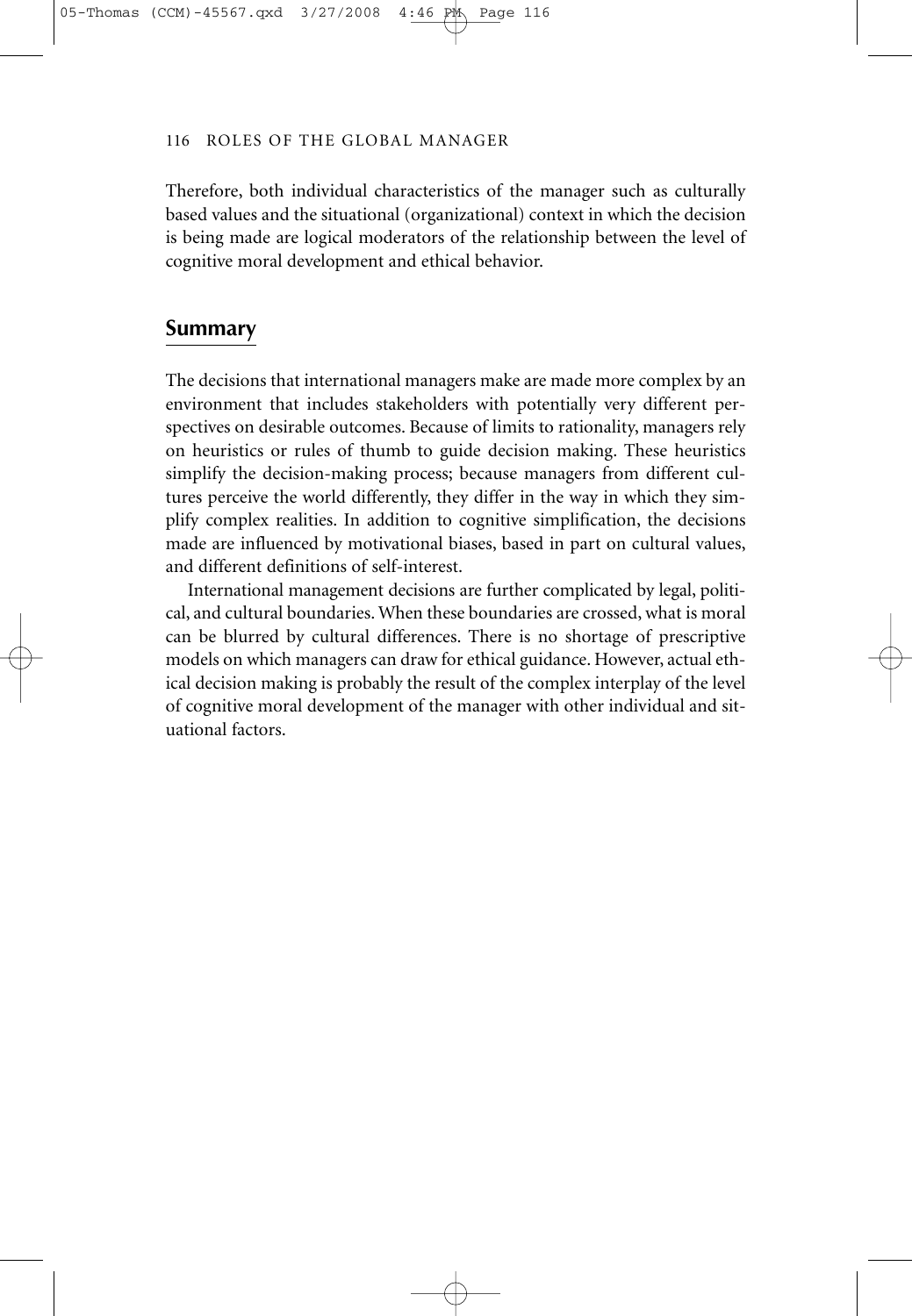Therefore, both individual characteristics of the manager such as culturally based values and the situational (organizational) context in which the decision is being made are logical moderators of the relationship between the level of cognitive moral development and ethical behavior.

## Summary

The decisions that international managers make are made more complex by an environment that includes stakeholders with potentially very different perspectives on desirable outcomes. Because of limits to rationality, managers rely on heuristics or rules of thumb to guide decision making. These heuristics simplify the decision-making process; because managers from different cultures perceive the world differently, they differ in the way in which they simplify complex realities. In addition to cognitive simplification, the decisions made are influenced by motivational biases, based in part on cultural values, and different definitions of self-interest.

International management decisions are further complicated by legal, political, and cultural boundaries. When these boundaries are crossed, what is moral can be blurred by cultural differences. There is no shortage of prescriptive models on which managers can draw for ethical guidance. However, actual ethical decision making is probably the result of the complex interplay of the level of cognitive moral development of the manager with other individual and situational factors.